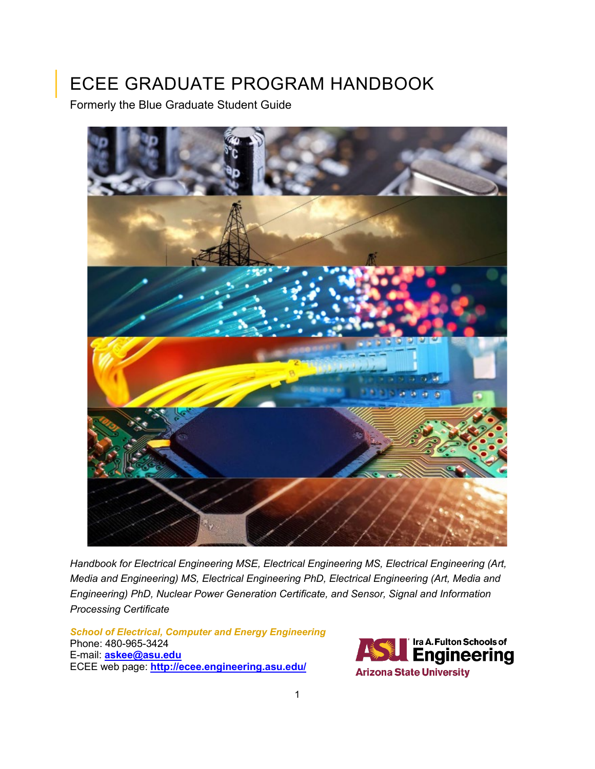# ECEE GRADUATE PROGRAM HANDBOOK

Formerly the Blue Graduate Student Guide

*Handbook for Electrical Engineering MSE, Electrical Engineering MS, Electrical Engineering (Art, Media and Engineering) MS, Electrical Engineering PhD, Electrical Engineering (Art, Media and Engineering) PhD, Nuclear Power Generation Certificate, and Sensor, Signal and Information Processing Certificate*

***School of Electrical, Computer and Energy Engineering***
Phone: 480-965-3424
E-mail: **askee@asu.edu**
ECEE web page: **http://ecee.engineering.asu.edu/**

Ira A. Fulton Schools of Engineering
Arizona State University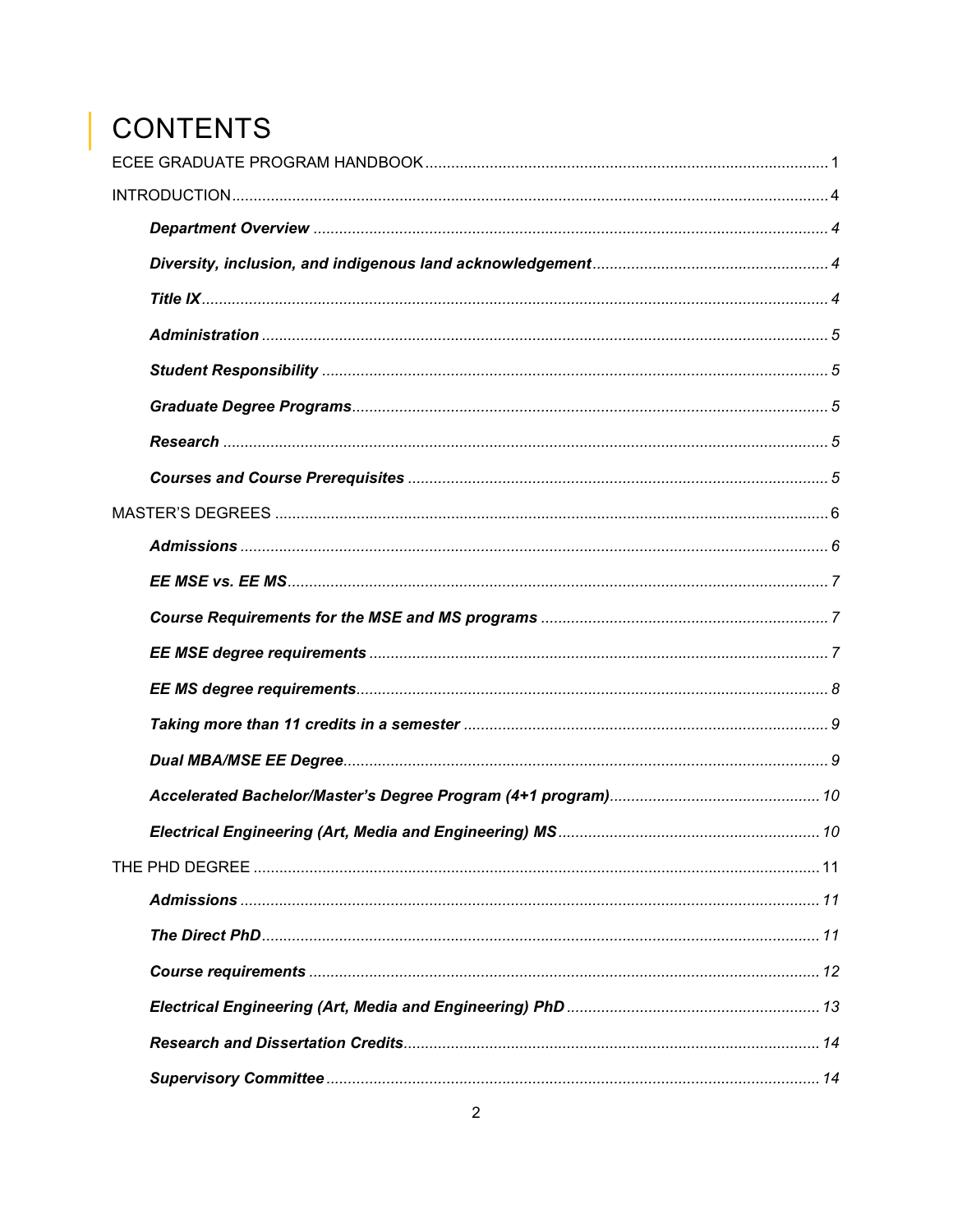# CONTENTS

ECEE GRADUATE PROGRAM HANDBOOK ........ 1

INTRODUCTION ........ 4

- ***Department Overview*** ........ 4
- ***Diversity, inclusion, and indigenous land acknowledgement*** ........ 4
- ***Title IX*** ........ 4
- ***Administration*** ........ 5
- ***Student Responsibility*** ........ 5
- ***Graduate Degree Programs*** ........ 5
- ***Research*** ........ 5
- ***Courses and Course Prerequisites*** ........ 5

MASTER'S DEGREES ........ 6

- ***Admissions*** ........ 6
- ***EE MSE vs. EE MS*** ........ 7
- ***Course Requirements for the MSE and MS programs*** ........ 7
- ***EE MSE degree requirements*** ........ 7
- ***EE MS degree requirements*** ........ 8
- ***Taking more than 11 credits in a semester*** ........ 9
- ***Dual MBA/MSE EE Degree*** ........ 9
- ***Accelerated Bachelor/Master's Degree Program (4+1 program)*** ........ 10
- ***Electrical Engineering (Art, Media and Engineering) MS*** ........ 10

THE PHD DEGREE ........ 11

- ***Admissions*** ........ 11
- ***The Direct PhD*** ........ 11
- ***Course requirements*** ........ 12
- ***Electrical Engineering (Art, Media and Engineering) PhD*** ........ 13
- ***Research and Dissertation Credits*** ........ 14
- ***Supervisory Committee*** ........ 14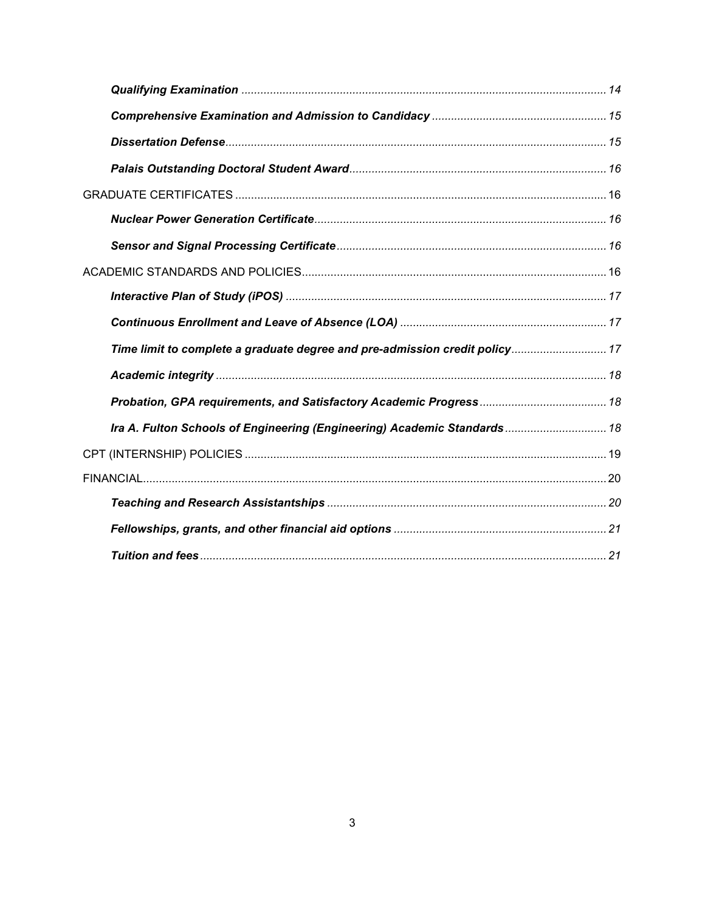- ***Qualifying Examination*** ........ 14
- ***Comprehensive Examination and Admission to Candidacy*** ........ 15
- ***Dissertation Defense*** ........ 15
- ***Palais Outstanding Doctoral Student Award*** ........ 16

GRADUATE CERTIFICATES ........ 16

- ***Nuclear Power Generation Certificate*** ........ 16
- ***Sensor and Signal Processing Certificate*** ........ 16

ACADEMIC STANDARDS AND POLICIES ........ 16

- ***Interactive Plan of Study (iPOS)*** ........ 17
- ***Continuous Enrollment and Leave of Absence (LOA)*** ........ 17
- ***Time limit to complete a graduate degree and pre-admission credit policy*** ........ 17
- ***Academic integrity*** ........ 18
- ***Probation, GPA requirements, and Satisfactory Academic Progress*** ........ 18
- ***Ira A. Fulton Schools of Engineering (Engineering) Academic Standards*** ........ 18

CPT (INTERNSHIP) POLICIES ........ 19

FINANCIAL ........ 20

- ***Teaching and Research Assistantships*** ........ 20
- ***Fellowships, grants, and other financial aid options*** ........ 21
- ***Tuition and fees*** ........ 21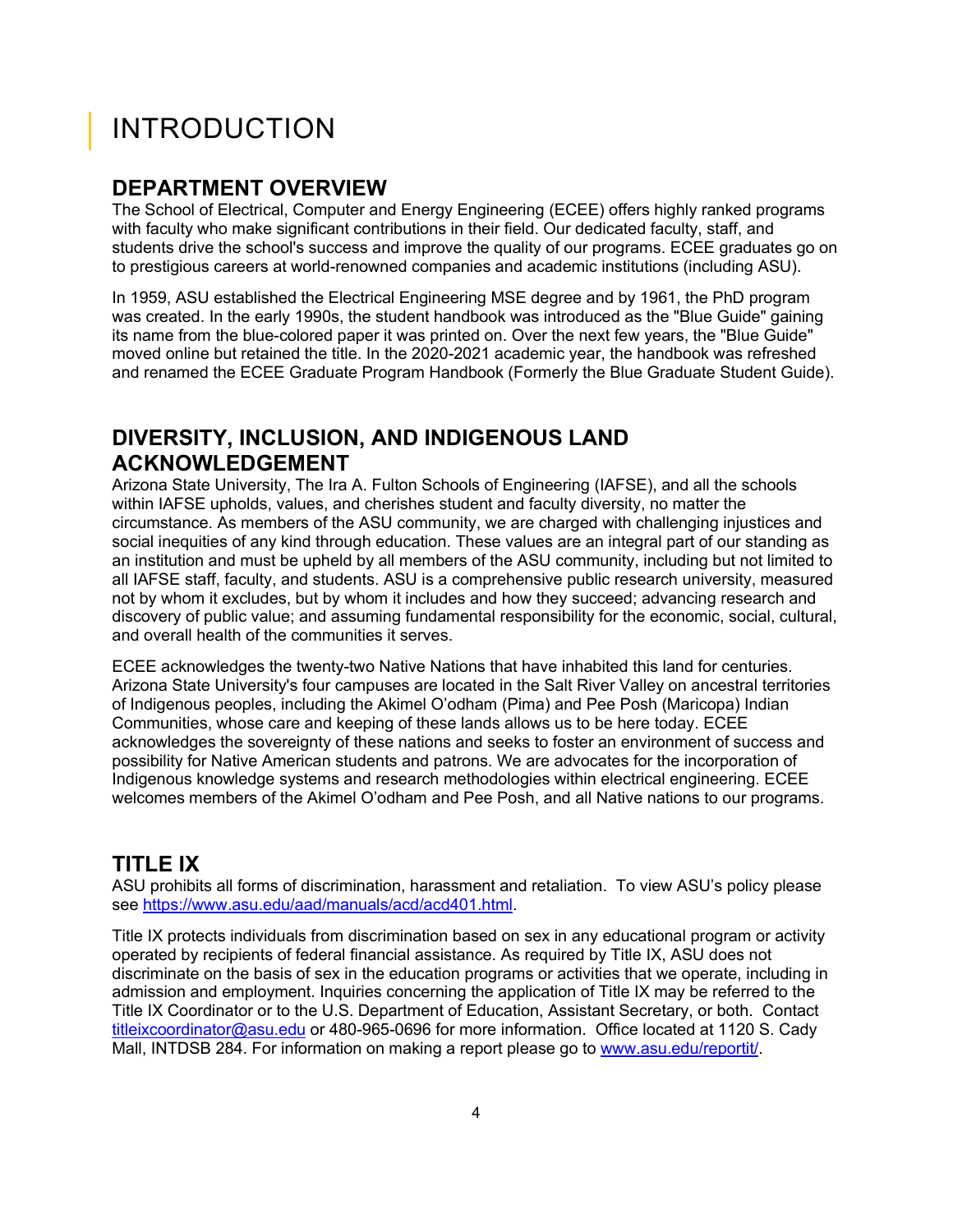# INTRODUCTION

## DEPARTMENT OVERVIEW

The School of Electrical, Computer and Energy Engineering (ECEE) offers highly ranked programs with faculty who make significant contributions in their field. Our dedicated faculty, staff, and students drive the school's success and improve the quality of our programs. ECEE graduates go on to prestigious careers at world-renowned companies and academic institutions (including ASU).

In 1959, ASU established the Electrical Engineering MSE degree and by 1961, the PhD program was created. In the early 1990s, the student handbook was introduced as the "Blue Guide" gaining its name from the blue-colored paper it was printed on. Over the next few years, the "Blue Guide" moved online but retained the title. In the 2020-2021 academic year, the handbook was refreshed and renamed the ECEE Graduate Program Handbook (Formerly the Blue Graduate Student Guide).

## DIVERSITY, INCLUSION, AND INDIGENOUS LAND ACKNOWLEDGEMENT

Arizona State University, The Ira A. Fulton Schools of Engineering (IAFSE), and all the schools within IAFSE upholds, values, and cherishes student and faculty diversity, no matter the circumstance. As members of the ASU community, we are charged with challenging injustices and social inequities of any kind through education. These values are an integral part of our standing as an institution and must be upheld by all members of the ASU community, including but not limited to all IAFSE staff, faculty, and students. ASU is a comprehensive public research university, measured not by whom it excludes, but by whom it includes and how they succeed; advancing research and discovery of public value; and assuming fundamental responsibility for the economic, social, cultural, and overall health of the communities it serves.

ECEE acknowledges the twenty-two Native Nations that have inhabited this land for centuries. Arizona State University's four campuses are located in the Salt River Valley on ancestral territories of Indigenous peoples, including the Akimel O'odham (Pima) and Pee Posh (Maricopa) Indian Communities, whose care and keeping of these lands allows us to be here today. ECEE acknowledges the sovereignty of these nations and seeks to foster an environment of success and possibility for Native American students and patrons. We are advocates for the incorporation of Indigenous knowledge systems and research methodologies within electrical engineering. ECEE welcomes members of the Akimel O'odham and Pee Posh, and all Native nations to our programs.

## TITLE IX

ASU prohibits all forms of discrimination, harassment and retaliation. To view ASU's policy please see https://www.asu.edu/aad/manuals/acd/acd401.html.

Title IX protects individuals from discrimination based on sex in any educational program or activity operated by recipients of federal financial assistance. As required by Title IX, ASU does not discriminate on the basis of sex in the education programs or activities that we operate, including in admission and employment. Inquiries concerning the application of Title IX may be referred to the Title IX Coordinator or to the U.S. Department of Education, Assistant Secretary, or both. Contact titleixcoordinator@asu.edu or 480-965-0696 for more information. Office located at 1120 S. Cady Mall, INTDSB 284. For information on making a report please go to www.asu.edu/reportit/.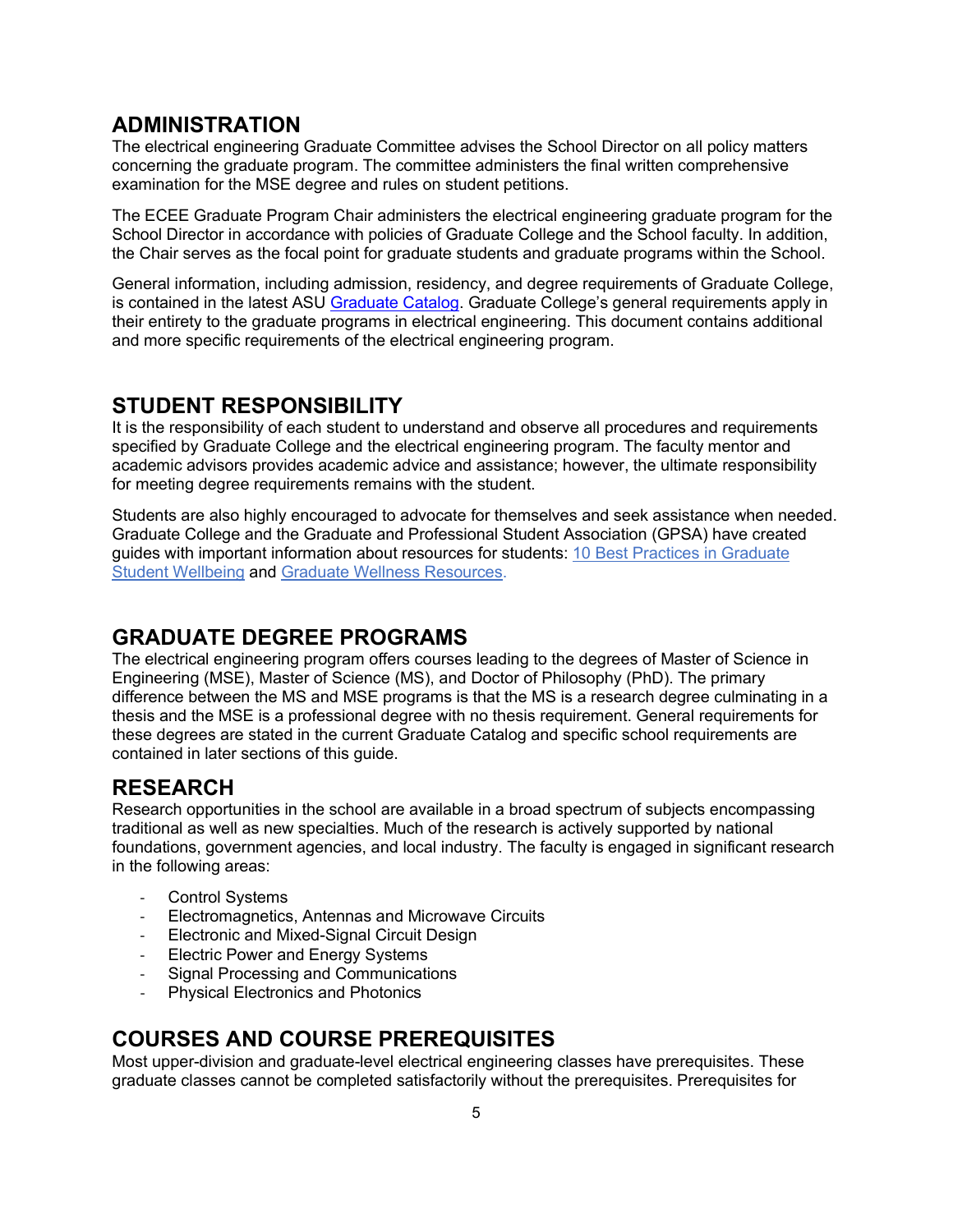## ADMINISTRATION

The electrical engineering Graduate Committee advises the School Director on all policy matters concerning the graduate program. The committee administers the final written comprehensive examination for the MSE degree and rules on student petitions.

The ECEE Graduate Program Chair administers the electrical engineering graduate program for the School Director in accordance with policies of Graduate College and the School faculty. In addition, the Chair serves as the focal point for graduate students and graduate programs within the School.

General information, including admission, residency, and degree requirements of Graduate College, is contained in the latest ASU Graduate Catalog. Graduate College's general requirements apply in their entirety to the graduate programs in electrical engineering. This document contains additional and more specific requirements of the electrical engineering program.

## STUDENT RESPONSIBILITY

It is the responsibility of each student to understand and observe all procedures and requirements specified by Graduate College and the electrical engineering program. The faculty mentor and academic advisors provides academic advice and assistance; however, the ultimate responsibility for meeting degree requirements remains with the student.

Students are also highly encouraged to advocate for themselves and seek assistance when needed. Graduate College and the Graduate and Professional Student Association (GPSA) have created guides with important information about resources for students: 10 Best Practices in Graduate Student Wellbeing and Graduate Wellness Resources.

## GRADUATE DEGREE PROGRAMS

The electrical engineering program offers courses leading to the degrees of Master of Science in Engineering (MSE), Master of Science (MS), and Doctor of Philosophy (PhD). The primary difference between the MS and MSE programs is that the MS is a research degree culminating in a thesis and the MSE is a professional degree with no thesis requirement. General requirements for these degrees are stated in the current Graduate Catalog and specific school requirements are contained in later sections of this guide.

## RESEARCH

Research opportunities in the school are available in a broad spectrum of subjects encompassing traditional as well as new specialties. Much of the research is actively supported by national foundations, government agencies, and local industry. The faculty is engaged in significant research in the following areas:

- Control Systems
- Electromagnetics, Antennas and Microwave Circuits
- Electronic and Mixed-Signal Circuit Design
- Electric Power and Energy Systems
- Signal Processing and Communications
- Physical Electronics and Photonics

## COURSES AND COURSE PREREQUISITES

Most upper-division and graduate-level electrical engineering classes have prerequisites. These graduate classes cannot be completed satisfactorily without the prerequisites. Prerequisites for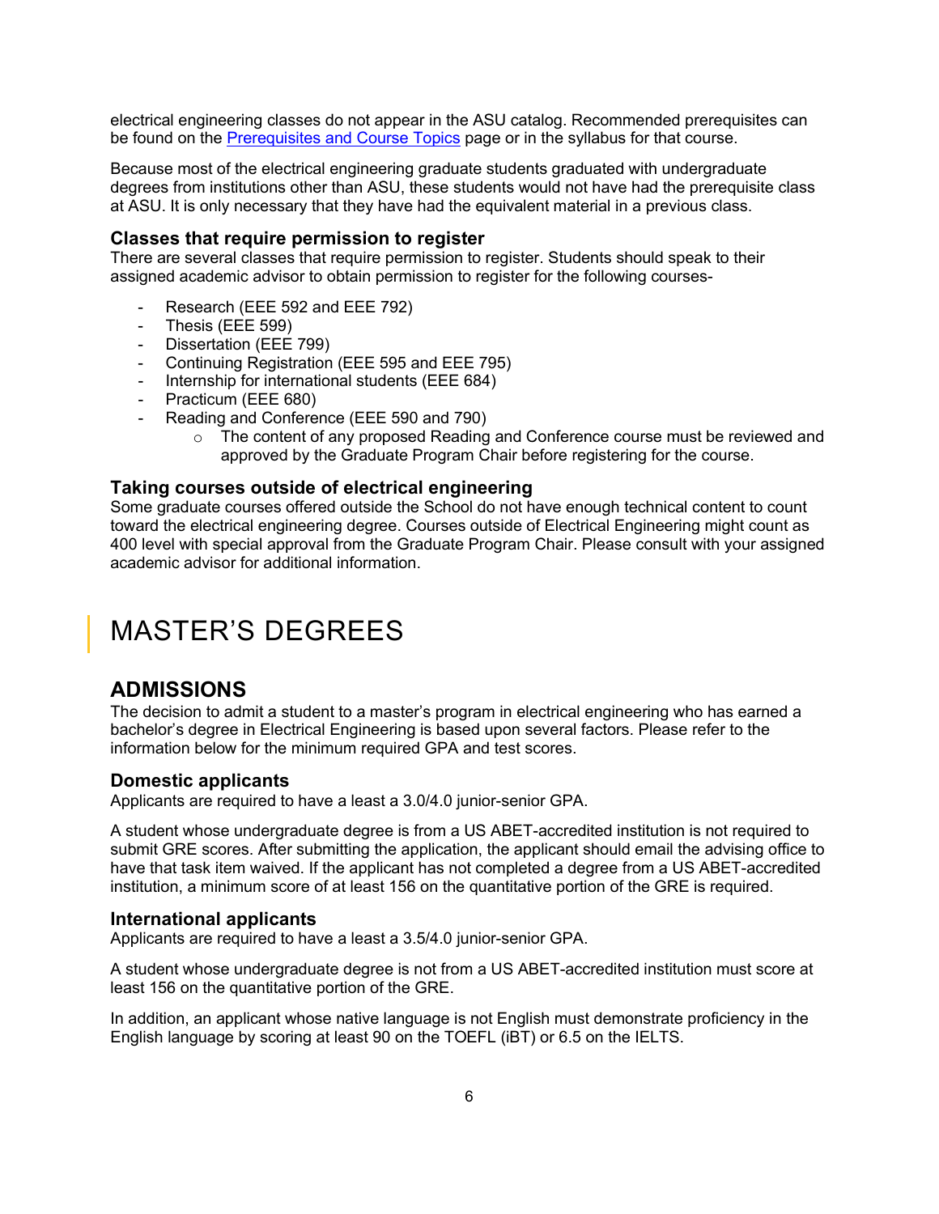electrical engineering classes do not appear in the ASU catalog. Recommended prerequisites can be found on the [Prerequisites and Course Topics] page or in the syllabus for that course.

Because most of the electrical engineering graduate students graduated with undergraduate degrees from institutions other than ASU, these students would not have had the prerequisite class at ASU. It is only necessary that they have had the equivalent material in a previous class.

### Classes that require permission to register

There are several classes that require permission to register. Students should speak to their assigned academic advisor to obtain permission to register for the following courses-

- Research (EEE 592 and EEE 792)
- Thesis (EEE 599)
- Dissertation (EEE 799)
- Continuing Registration (EEE 595 and EEE 795)
- Internship for international students (EEE 684)
- Practicum (EEE 680)
- Reading and Conference (EEE 590 and 790)
    - The content of any proposed Reading and Conference course must be reviewed and approved by the Graduate Program Chair before registering for the course.

### Taking courses outside of electrical engineering

Some graduate courses offered outside the School do not have enough technical content to count toward the electrical engineering degree. Courses outside of Electrical Engineering might count as 400 level with special approval from the Graduate Program Chair. Please consult with your assigned academic advisor for additional information.

# MASTER'S DEGREES

## ADMISSIONS

The decision to admit a student to a master's program in electrical engineering who has earned a bachelor's degree in Electrical Engineering is based upon several factors. Please refer to the information below for the minimum required GPA and test scores.

### Domestic applicants

Applicants are required to have a least a 3.0/4.0 junior-senior GPA.

A student whose undergraduate degree is from a US ABET-accredited institution is not required to submit GRE scores. After submitting the application, the applicant should email the advising office to have that task item waived. If the applicant has not completed a degree from a US ABET-accredited institution, a minimum score of at least 156 on the quantitative portion of the GRE is required.

### International applicants

Applicants are required to have a least a 3.5/4.0 junior-senior GPA.

A student whose undergraduate degree is not from a US ABET-accredited institution must score at least 156 on the quantitative portion of the GRE.

In addition, an applicant whose native language is not English must demonstrate proficiency in the English language by scoring at least 90 on the TOEFL (iBT) or 6.5 on the IELTS.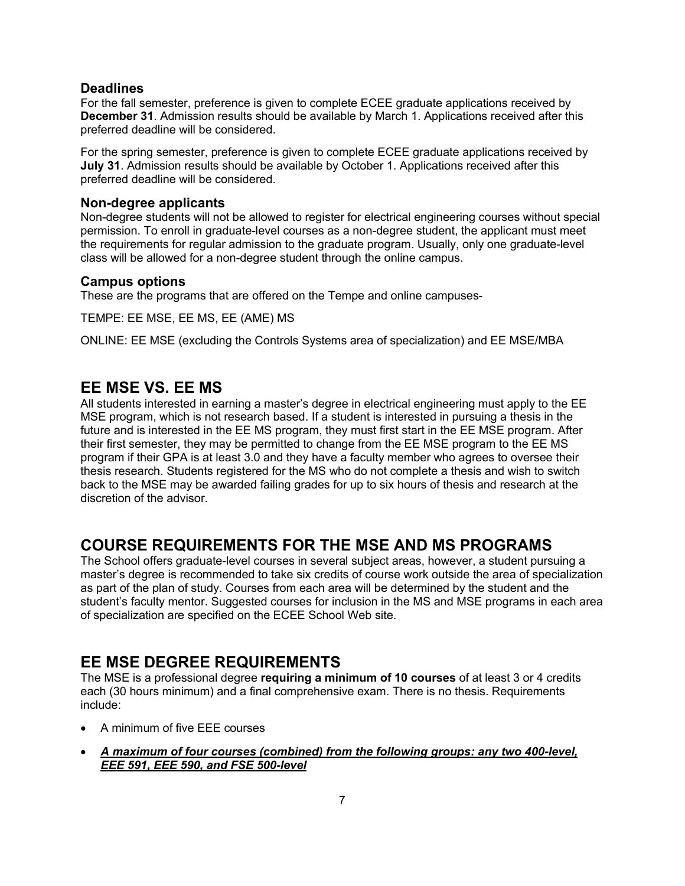### Deadlines

For the fall semester, preference is given to complete ECEE graduate applications received by **December 31**. Admission results should be available by March 1. Applications received after this preferred deadline will be considered.

For the spring semester, preference is given to complete ECEE graduate applications received by **July 31**. Admission results should be available by October 1. Applications received after this preferred deadline will be considered.

### Non-degree applicants

Non-degree students will not be allowed to register for electrical engineering courses without special permission. To enroll in graduate-level courses as a non-degree student, the applicant must meet the requirements for regular admission to the graduate program. Usually, only one graduate-level class will be allowed for a non-degree student through the online campus.

### Campus options

These are the programs that are offered on the Tempe and online campuses-

TEMPE: EE MSE, EE MS, EE (AME) MS

ONLINE: EE MSE (excluding the Controls Systems area of specialization) and EE MSE/MBA

## EE MSE VS. EE MS

All students interested in earning a master's degree in electrical engineering must apply to the EE MSE program, which is not research based. If a student is interested in pursuing a thesis in the future and is interested in the EE MS program, they must first start in the EE MSE program. After their first semester, they may be permitted to change from the EE MSE program to the EE MS program if their GPA is at least 3.0 and they have a faculty member who agrees to oversee their thesis research. Students registered for the MS who do not complete a thesis and wish to switch back to the MSE may be awarded failing grades for up to six hours of thesis and research at the discretion of the advisor.

## COURSE REQUIREMENTS FOR THE MSE AND MS PROGRAMS

The School offers graduate-level courses in several subject areas, however, a student pursuing a master's degree is recommended to take six credits of course work outside the area of specialization as part of the plan of study. Courses from each area will be determined by the student and the student's faculty mentor. Suggested courses for inclusion in the MS and MSE programs in each area of specialization are specified on the ECEE School Web site.

## EE MSE DEGREE REQUIREMENTS

The MSE is a professional degree **requiring a minimum of 10 courses** of at least 3 or 4 credits each (30 hours minimum) and a final comprehensive exam. There is no thesis. Requirements include:

- A minimum of five EEE courses
- ***A maximum of four courses (combined) from the following groups: any two 400-level, EEE 591, EEE 590, and FSE 500-level***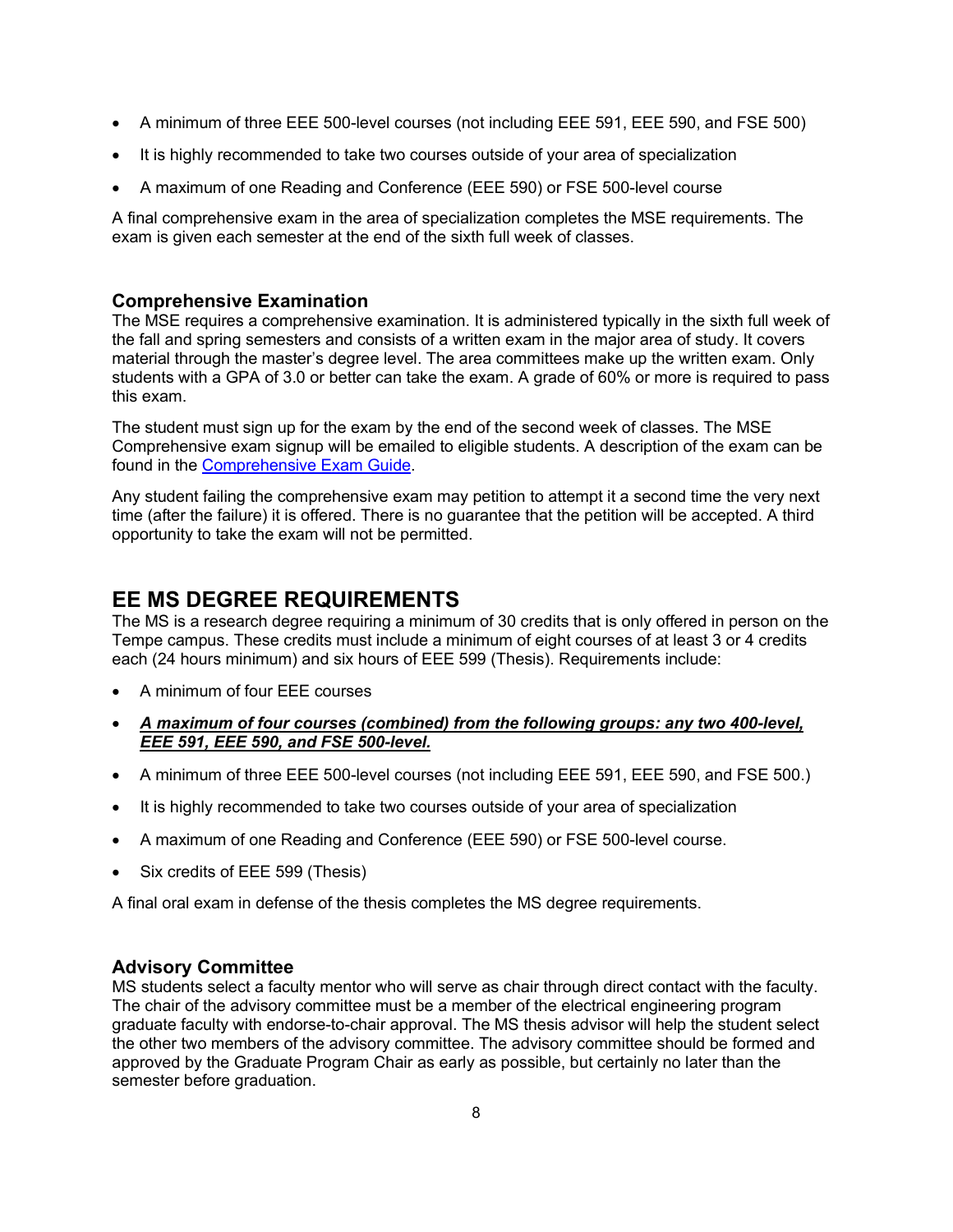- A minimum of three EEE 500-level courses (not including EEE 591, EEE 590, and FSE 500)
- It is highly recommended to take two courses outside of your area of specialization
- A maximum of one Reading and Conference (EEE 590) or FSE 500-level course

A final comprehensive exam in the area of specialization completes the MSE requirements. The exam is given each semester at the end of the sixth full week of classes.

### Comprehensive Examination

The MSE requires a comprehensive examination. It is administered typically in the sixth full week of the fall and spring semesters and consists of a written exam in the major area of study. It covers material through the master's degree level. The area committees make up the written exam. Only students with a GPA of 3.0 or better can take the exam. A grade of 60% or more is required to pass this exam.

The student must sign up for the exam by the end of the second week of classes. The MSE Comprehensive exam signup will be emailed to eligible students. A description of the exam can be found in the Comprehensive Exam Guide.

Any student failing the comprehensive exam may petition to attempt it a second time the very next time (after the failure) it is offered. There is no guarantee that the petition will be accepted. A third opportunity to take the exam will not be permitted.

## EE MS DEGREE REQUIREMENTS

The MS is a research degree requiring a minimum of 30 credits that is only offered in person on the Tempe campus. These credits must include a minimum of eight courses of at least 3 or 4 credits each (24 hours minimum) and six hours of EEE 599 (Thesis). Requirements include:

- A minimum of four EEE courses
- ***A maximum of four courses (combined) from the following groups: any two 400-level, EEE 591, EEE 590, and FSE 500-level.***
- A minimum of three EEE 500-level courses (not including EEE 591, EEE 590, and FSE 500.)
- It is highly recommended to take two courses outside of your area of specialization
- A maximum of one Reading and Conference (EEE 590) or FSE 500-level course.
- Six credits of EEE 599 (Thesis)

A final oral exam in defense of the thesis completes the MS degree requirements.

### Advisory Committee

MS students select a faculty mentor who will serve as chair through direct contact with the faculty. The chair of the advisory committee must be a member of the electrical engineering program graduate faculty with endorse-to-chair approval. The MS thesis advisor will help the student select the other two members of the advisory committee. The advisory committee should be formed and approved by the Graduate Program Chair as early as possible, but certainly no later than the semester before graduation.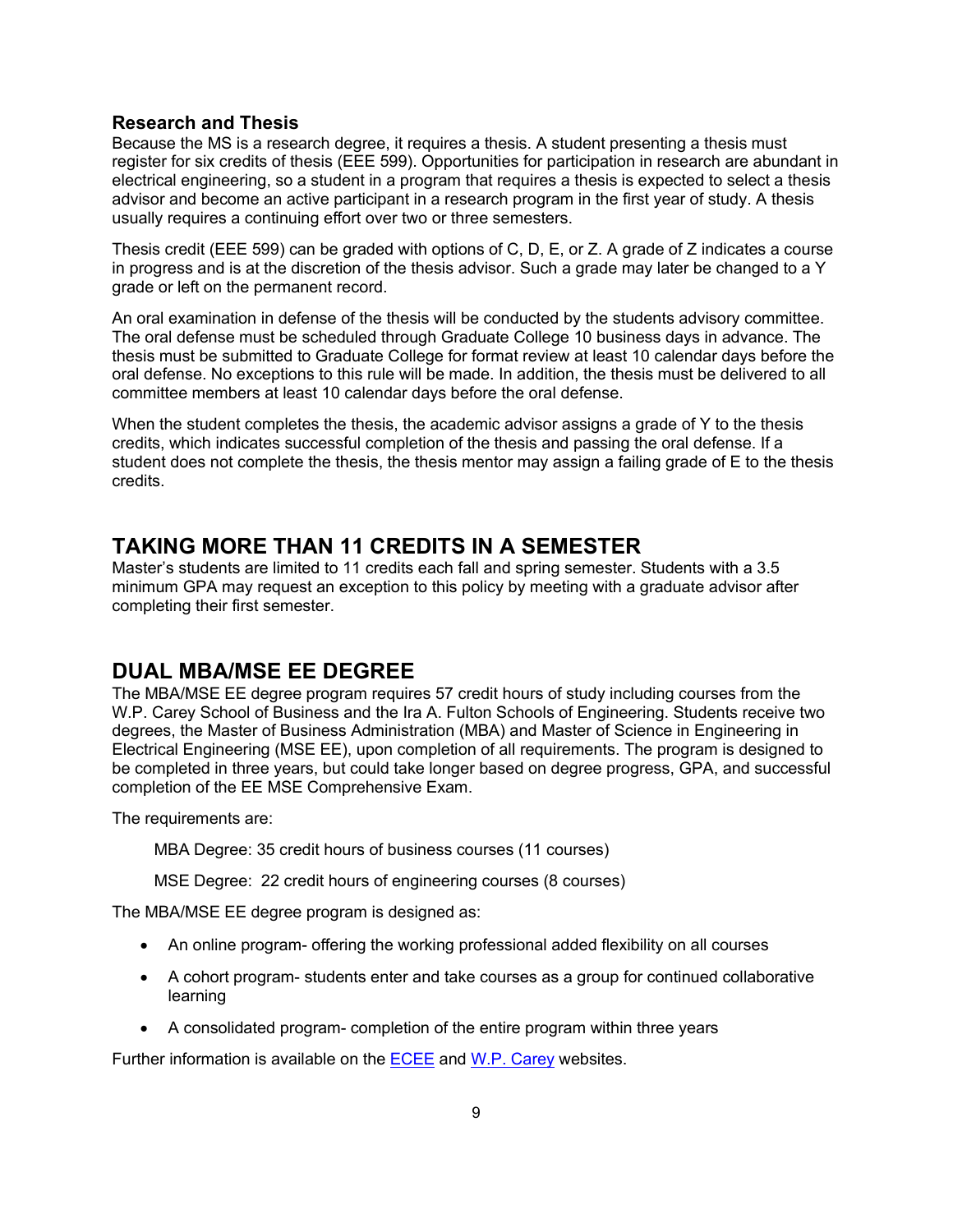### Research and Thesis

Because the MS is a research degree, it requires a thesis. A student presenting a thesis must register for six credits of thesis (EEE 599). Opportunities for participation in research are abundant in electrical engineering, so a student in a program that requires a thesis is expected to select a thesis advisor and become an active participant in a research program in the first year of study. A thesis usually requires a continuing effort over two or three semesters.

Thesis credit (EEE 599) can be graded with options of C, D, E, or Z. A grade of Z indicates a course in progress and is at the discretion of the thesis advisor. Such a grade may later be changed to a Y grade or left on the permanent record.

An oral examination in defense of the thesis will be conducted by the students advisory committee. The oral defense must be scheduled through Graduate College 10 business days in advance. The thesis must be submitted to Graduate College for format review at least 10 calendar days before the oral defense. No exceptions to this rule will be made. In addition, the thesis must be delivered to all committee members at least 10 calendar days before the oral defense.

When the student completes the thesis, the academic advisor assigns a grade of Y to the thesis credits, which indicates successful completion of the thesis and passing the oral defense. If a student does not complete the thesis, the thesis mentor may assign a failing grade of E to the thesis credits.

## TAKING MORE THAN 11 CREDITS IN A SEMESTER

Master's students are limited to 11 credits each fall and spring semester. Students with a 3.5 minimum GPA may request an exception to this policy by meeting with a graduate advisor after completing their first semester.

## DUAL MBA/MSE EE DEGREE

The MBA/MSE EE degree program requires 57 credit hours of study including courses from the W.P. Carey School of Business and the Ira A. Fulton Schools of Engineering. Students receive two degrees, the Master of Business Administration (MBA) and Master of Science in Engineering in Electrical Engineering (MSE EE), upon completion of all requirements. The program is designed to be completed in three years, but could take longer based on degree progress, GPA, and successful completion of the EE MSE Comprehensive Exam.

The requirements are:

MBA Degree: 35 credit hours of business courses (11 courses)

MSE Degree: 22 credit hours of engineering courses (8 courses)

The MBA/MSE EE degree program is designed as:

- An online program- offering the working professional added flexibility on all courses
- A cohort program- students enter and take courses as a group for continued collaborative learning
- A consolidated program- completion of the entire program within three years

Further information is available on the ECEE and W.P. Carey websites.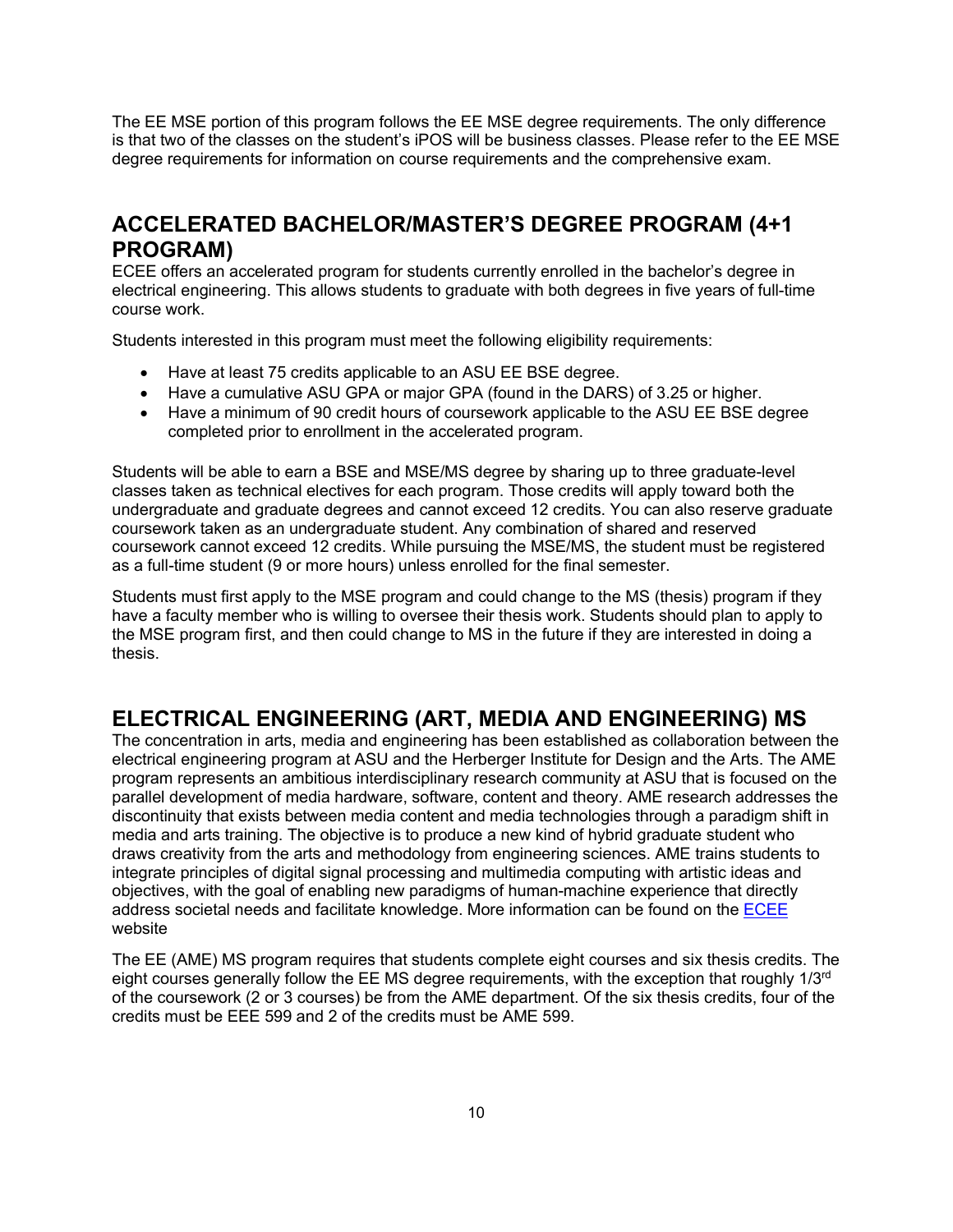The EE MSE portion of this program follows the EE MSE degree requirements. The only difference is that two of the classes on the student's iPOS will be business classes. Please refer to the EE MSE degree requirements for information on course requirements and the comprehensive exam.

## ACCELERATED BACHELOR/MASTER'S DEGREE PROGRAM (4+1 PROGRAM)

ECEE offers an accelerated program for students currently enrolled in the bachelor's degree in electrical engineering. This allows students to graduate with both degrees in five years of full-time course work.

Students interested in this program must meet the following eligibility requirements:

- Have at least 75 credits applicable to an ASU EE BSE degree.
- Have a cumulative ASU GPA or major GPA (found in the DARS) of 3.25 or higher.
- Have a minimum of 90 credit hours of coursework applicable to the ASU EE BSE degree completed prior to enrollment in the accelerated program.

Students will be able to earn a BSE and MSE/MS degree by sharing up to three graduate-level classes taken as technical electives for each program. Those credits will apply toward both the undergraduate and graduate degrees and cannot exceed 12 credits. You can also reserve graduate coursework taken as an undergraduate student. Any combination of shared and reserved coursework cannot exceed 12 credits. While pursuing the MSE/MS, the student must be registered as a full-time student (9 or more hours) unless enrolled for the final semester.

Students must first apply to the MSE program and could change to the MS (thesis) program if they have a faculty member who is willing to oversee their thesis work. Students should plan to apply to the MSE program first, and then could change to MS in the future if they are interested in doing a thesis.

## ELECTRICAL ENGINEERING (ART, MEDIA AND ENGINEERING) MS

The concentration in arts, media and engineering has been established as collaboration between the electrical engineering program at ASU and the Herberger Institute for Design and the Arts. The AME program represents an ambitious interdisciplinary research community at ASU that is focused on the parallel development of media hardware, software, content and theory. AME research addresses the discontinuity that exists between media content and media technologies through a paradigm shift in media and arts training. The objective is to produce a new kind of hybrid graduate student who draws creativity from the arts and methodology from engineering sciences. AME trains students to integrate principles of digital signal processing and multimedia computing with artistic ideas and objectives, with the goal of enabling new paradigms of human-machine experience that directly address societal needs and facilitate knowledge. More information can be found on the ECEE website

The EE (AME) MS program requires that students complete eight courses and six thesis credits. The eight courses generally follow the EE MS degree requirements, with the exception that roughly 1/3rd of the coursework (2 or 3 courses) be from the AME department. Of the six thesis credits, four of the credits must be EEE 599 and 2 of the credits must be AME 599.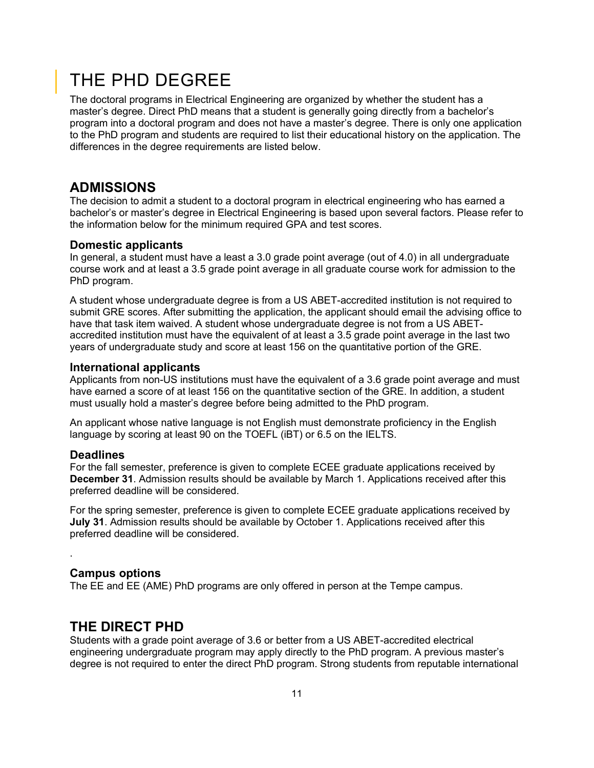# THE PHD DEGREE

The doctoral programs in Electrical Engineering are organized by whether the student has a master's degree. Direct PhD means that a student is generally going directly from a bachelor's program into a doctoral program and does not have a master's degree. There is only one application to the PhD program and students are required to list their educational history on the application. The differences in the degree requirements are listed below.

## ADMISSIONS

The decision to admit a student to a doctoral program in electrical engineering who has earned a bachelor's or master's degree in Electrical Engineering is based upon several factors. Please refer to the information below for the minimum required GPA and test scores.

### Domestic applicants

In general, a student must have a least a 3.0 grade point average (out of 4.0) in all undergraduate course work and at least a 3.5 grade point average in all graduate course work for admission to the PhD program.

A student whose undergraduate degree is from a US ABET-accredited institution is not required to submit GRE scores. After submitting the application, the applicant should email the advising office to have that task item waived. A student whose undergraduate degree is not from a US ABET-accredited institution must have the equivalent of at least a 3.5 grade point average in the last two years of undergraduate study and score at least 156 on the quantitative portion of the GRE.

### International applicants

Applicants from non-US institutions must have the equivalent of a 3.6 grade point average and must have earned a score of at least 156 on the quantitative section of the GRE. In addition, a student must usually hold a master's degree before being admitted to the PhD program.

An applicant whose native language is not English must demonstrate proficiency in the English language by scoring at least 90 on the TOEFL (iBT) or 6.5 on the IELTS.

### Deadlines

For the fall semester, preference is given to complete ECEE graduate applications received by **December 31**. Admission results should be available by March 1. Applications received after this preferred deadline will be considered.

For the spring semester, preference is given to complete ECEE graduate applications received by **July 31**. Admission results should be available by October 1. Applications received after this preferred deadline will be considered.

.

### Campus options

The EE and EE (AME) PhD programs are only offered in person at the Tempe campus.

## THE DIRECT PHD

Students with a grade point average of 3.6 or better from a US ABET-accredited electrical engineering undergraduate program may apply directly to the PhD program. A previous master's degree is not required to enter the direct PhD program. Strong students from reputable international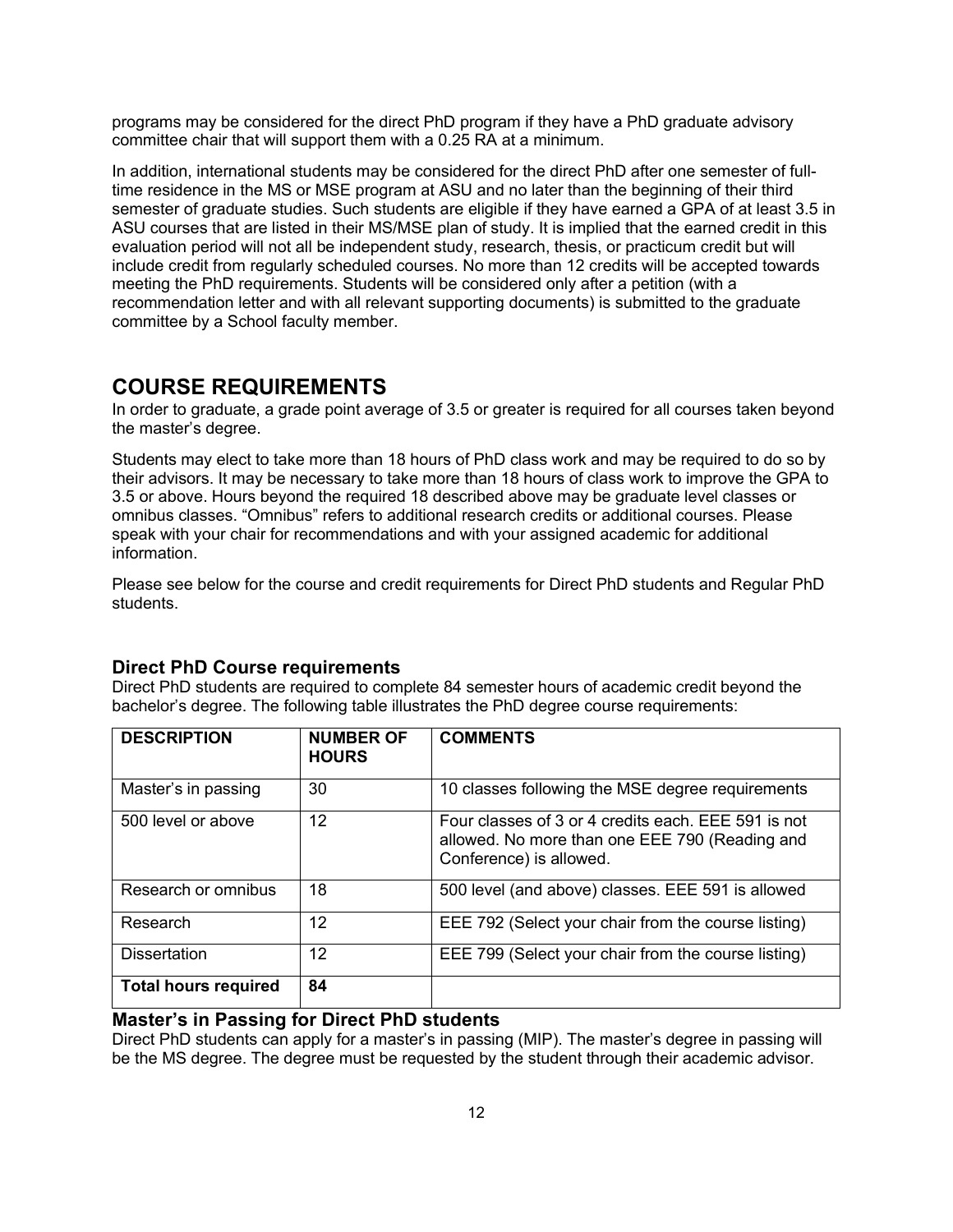programs may be considered for the direct PhD program if they have a PhD graduate advisory committee chair that will support them with a 0.25 RA at a minimum.

In addition, international students may be considered for the direct PhD after one semester of full-time residence in the MS or MSE program at ASU and no later than the beginning of their third semester of graduate studies. Such students are eligible if they have earned a GPA of at least 3.5 in ASU courses that are listed in their MS/MSE plan of study. It is implied that the earned credit in this evaluation period will not all be independent study, research, thesis, or practicum credit but will include credit from regularly scheduled courses. No more than 12 credits will be accepted towards meeting the PhD requirements. Students will be considered only after a petition (with a recommendation letter and with all relevant supporting documents) is submitted to the graduate committee by a School faculty member.

## COURSE REQUIREMENTS

In order to graduate, a grade point average of 3.5 or greater is required for all courses taken beyond the master's degree.

Students may elect to take more than 18 hours of PhD class work and may be required to do so by their advisors. It may be necessary to take more than 18 hours of class work to improve the GPA to 3.5 or above. Hours beyond the required 18 described above may be graduate level classes or omnibus classes. "Omnibus" refers to additional research credits or additional courses. Please speak with your chair for recommendations and with your assigned academic for additional information.

Please see below for the course and credit requirements for Direct PhD students and Regular PhD students.

### Direct PhD Course requirements

Direct PhD students are required to complete 84 semester hours of academic credit beyond the bachelor's degree. The following table illustrates the PhD degree course requirements:

| DESCRIPTION | NUMBER OF HOURS | COMMENTS |
|---|---|---|
| Master's in passing | 30 | 10 classes following the MSE degree requirements |
| 500 level or above | 12 | Four classes of 3 or 4 credits each. EEE 591 is not allowed. No more than one EEE 790 (Reading and Conference) is allowed. |
| Research or omnibus | 18 | 500 level (and above) classes. EEE 591 is allowed |
| Research | 12 | EEE 792 (Select your chair from the course listing) |
| Dissertation | 12 | EEE 799 (Select your chair from the course listing) |
| **Total hours required** | **84** | |

### Master's in Passing for Direct PhD students

Direct PhD students can apply for a master's in passing (MIP). The master's degree in passing will be the MS degree. The degree must be requested by the student through their academic advisor.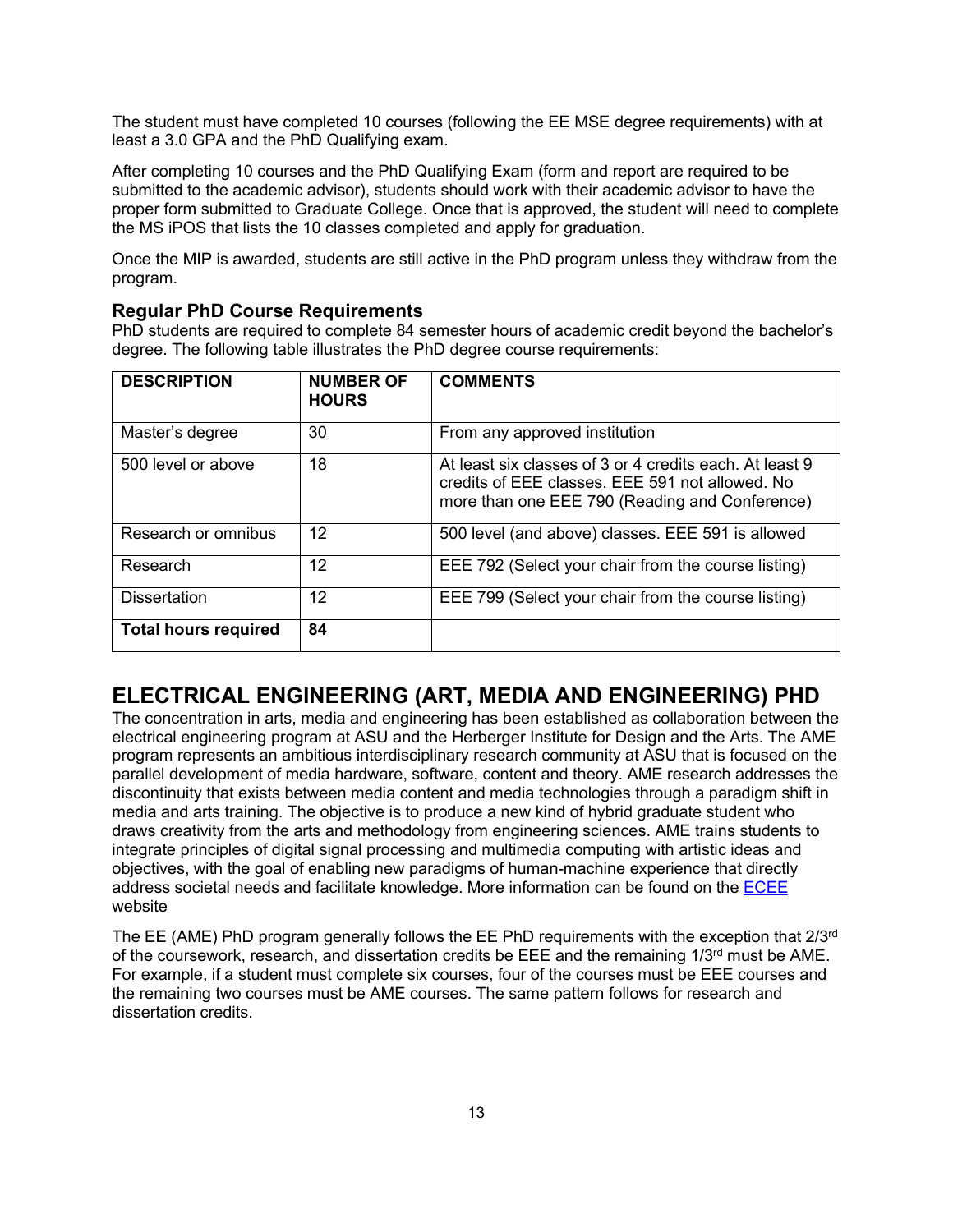The student must have completed 10 courses (following the EE MSE degree requirements) with at least a 3.0 GPA and the PhD Qualifying exam.

After completing 10 courses and the PhD Qualifying Exam (form and report are required to be submitted to the academic advisor), students should work with their academic advisor to have the proper form submitted to Graduate College. Once that is approved, the student will need to complete the MS iPOS that lists the 10 classes completed and apply for graduation.

Once the MIP is awarded, students are still active in the PhD program unless they withdraw from the program.

### Regular PhD Course Requirements

PhD students are required to complete 84 semester hours of academic credit beyond the bachelor's degree. The following table illustrates the PhD degree course requirements:

| DESCRIPTION | NUMBER OF HOURS | COMMENTS |
|---|---|---|
| Master's degree | 30 | From any approved institution |
| 500 level or above | 18 | At least six classes of 3 or 4 credits each. At least 9 credits of EEE classes. EEE 591 not allowed. No more than one EEE 790 (Reading and Conference) |
| Research or omnibus | 12 | 500 level (and above) classes. EEE 591 is allowed |
| Research | 12 | EEE 792 (Select your chair from the course listing) |
| Dissertation | 12 | EEE 799 (Select your chair from the course listing) |
| **Total hours required** | **84** | |

## ELECTRICAL ENGINEERING (ART, MEDIA AND ENGINEERING) PHD

The concentration in arts, media and engineering has been established as collaboration between the electrical engineering program at ASU and the Herberger Institute for Design and the Arts. The AME program represents an ambitious interdisciplinary research community at ASU that is focused on the parallel development of media hardware, software, content and theory. AME research addresses the discontinuity that exists between media content and media technologies through a paradigm shift in media and arts training. The objective is to produce a new kind of hybrid graduate student who draws creativity from the arts and methodology from engineering sciences. AME trains students to integrate principles of digital signal processing and multimedia computing with artistic ideas and objectives, with the goal of enabling new paradigms of human-machine experience that directly address societal needs and facilitate knowledge. More information can be found on the [ECEE](ECEE) website

The EE (AME) PhD program generally follows the EE PhD requirements with the exception that 2/3rd of the coursework, research, and dissertation credits be EEE and the remaining 1/3rd must be AME. For example, if a student must complete six courses, four of the courses must be EEE courses and the remaining two courses must be AME courses. The same pattern follows for research and dissertation credits.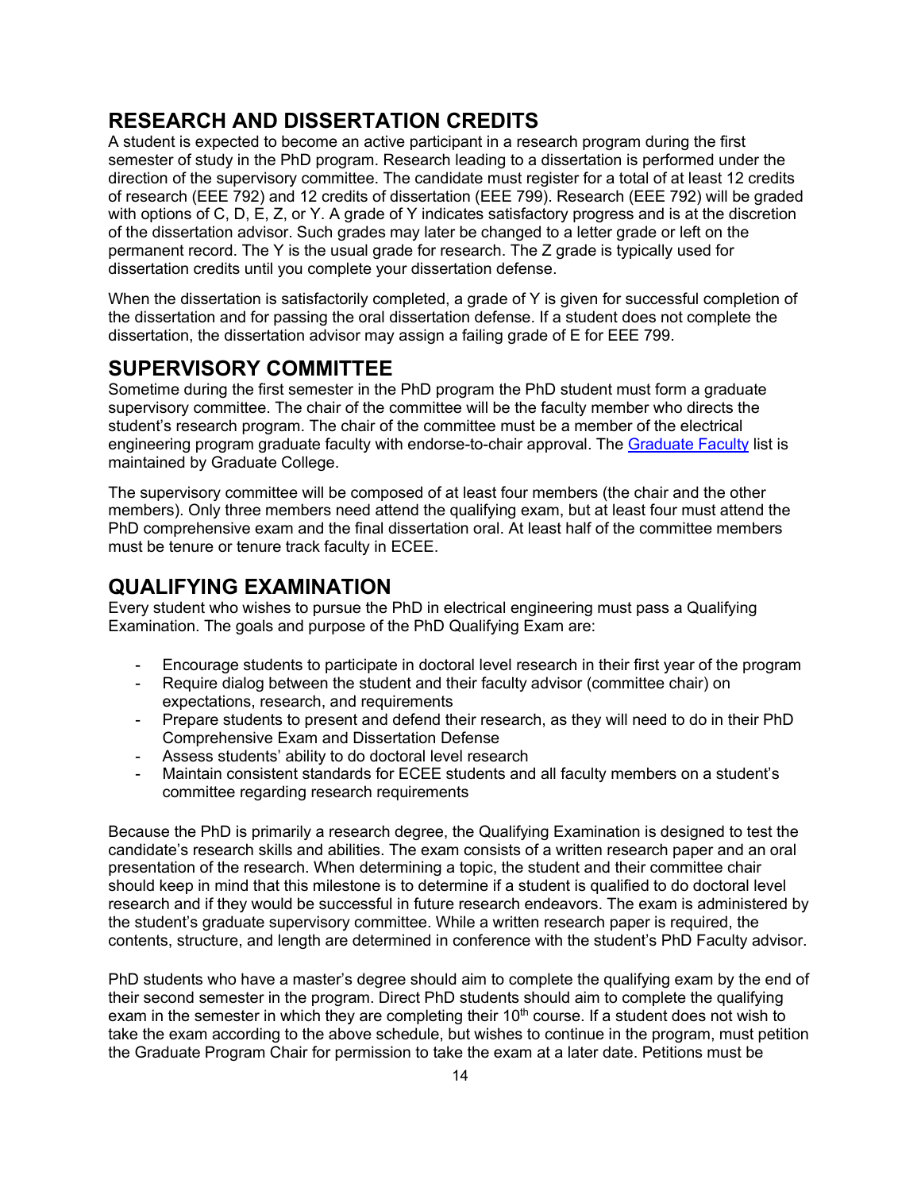## RESEARCH AND DISSERTATION CREDITS

A student is expected to become an active participant in a research program during the first semester of study in the PhD program. Research leading to a dissertation is performed under the direction of the supervisory committee. The candidate must register for a total of at least 12 credits of research (EEE 792) and 12 credits of dissertation (EEE 799). Research (EEE 792) will be graded with options of C, D, E, Z, or Y. A grade of Y indicates satisfactory progress and is at the discretion of the dissertation advisor. Such grades may later be changed to a letter grade or left on the permanent record. The Y is the usual grade for research. The Z grade is typically used for dissertation credits until you complete your dissertation defense.

When the dissertation is satisfactorily completed, a grade of Y is given for successful completion of the dissertation and for passing the oral dissertation defense. If a student does not complete the dissertation, the dissertation advisor may assign a failing grade of E for EEE 799.

## SUPERVISORY COMMITTEE

Sometime during the first semester in the PhD program the PhD student must form a graduate supervisory committee. The chair of the committee will be the faculty member who directs the student's research program. The chair of the committee must be a member of the electrical engineering program graduate faculty with endorse-to-chair approval. The [Graduate Faculty] list is maintained by Graduate College.

The supervisory committee will be composed of at least four members (the chair and the other members). Only three members need attend the qualifying exam, but at least four must attend the PhD comprehensive exam and the final dissertation oral. At least half of the committee members must be tenure or tenure track faculty in ECEE.

## QUALIFYING EXAMINATION

Every student who wishes to pursue the PhD in electrical engineering must pass a Qualifying Examination. The goals and purpose of the PhD Qualifying Exam are:

- Encourage students to participate in doctoral level research in their first year of the program
- Require dialog between the student and their faculty advisor (committee chair) on expectations, research, and requirements
- Prepare students to present and defend their research, as they will need to do in their PhD Comprehensive Exam and Dissertation Defense
- Assess students' ability to do doctoral level research
- Maintain consistent standards for ECEE students and all faculty members on a student's committee regarding research requirements

Because the PhD is primarily a research degree, the Qualifying Examination is designed to test the candidate's research skills and abilities. The exam consists of a written research paper and an oral presentation of the research. When determining a topic, the student and their committee chair should keep in mind that this milestone is to determine if a student is qualified to do doctoral level research and if they would be successful in future research endeavors. The exam is administered by the student's graduate supervisory committee. While a written research paper is required, the contents, structure, and length are determined in conference with the student's PhD Faculty advisor.

PhD students who have a master's degree should aim to complete the qualifying exam by the end of their second semester in the program. Direct PhD students should aim to complete the qualifying exam in the semester in which they are completing their 10th course. If a student does not wish to take the exam according to the above schedule, but wishes to continue in the program, must petition the Graduate Program Chair for permission to take the exam at a later date. Petitions must be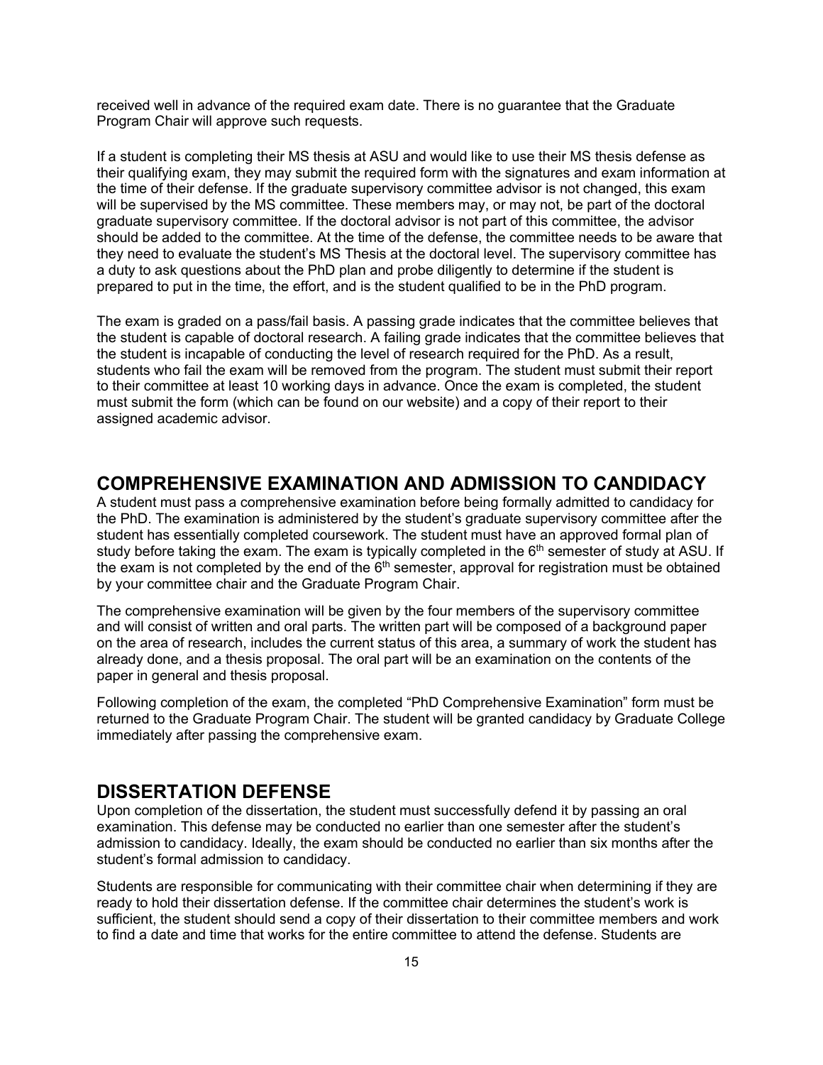received well in advance of the required exam date. There is no guarantee that the Graduate Program Chair will approve such requests.

If a student is completing their MS thesis at ASU and would like to use their MS thesis defense as their qualifying exam, they may submit the required form with the signatures and exam information at the time of their defense. If the graduate supervisory committee advisor is not changed, this exam will be supervised by the MS committee. These members may, or may not, be part of the doctoral graduate supervisory committee. If the doctoral advisor is not part of this committee, the advisor should be added to the committee. At the time of the defense, the committee needs to be aware that they need to evaluate the student's MS Thesis at the doctoral level. The supervisory committee has a duty to ask questions about the PhD plan and probe diligently to determine if the student is prepared to put in the time, the effort, and is the student qualified to be in the PhD program.

The exam is graded on a pass/fail basis. A passing grade indicates that the committee believes that the student is capable of doctoral research. A failing grade indicates that the committee believes that the student is incapable of conducting the level of research required for the PhD. As a result, students who fail the exam will be removed from the program. The student must submit their report to their committee at least 10 working days in advance. Once the exam is completed, the student must submit the form (which can be found on our website) and a copy of their report to their assigned academic advisor.

## COMPREHENSIVE EXAMINATION AND ADMISSION TO CANDIDACY

A student must pass a comprehensive examination before being formally admitted to candidacy for the PhD. The examination is administered by the student's graduate supervisory committee after the student has essentially completed coursework. The student must have an approved formal plan of study before taking the exam. The exam is typically completed in the 6th semester of study at ASU. If the exam is not completed by the end of the 6th semester, approval for registration must be obtained by your committee chair and the Graduate Program Chair.

The comprehensive examination will be given by the four members of the supervisory committee and will consist of written and oral parts. The written part will be composed of a background paper on the area of research, includes the current status of this area, a summary of work the student has already done, and a thesis proposal. The oral part will be an examination on the contents of the paper in general and thesis proposal.

Following completion of the exam, the completed "PhD Comprehensive Examination" form must be returned to the Graduate Program Chair. The student will be granted candidacy by Graduate College immediately after passing the comprehensive exam.

## DISSERTATION DEFENSE

Upon completion of the dissertation, the student must successfully defend it by passing an oral examination. This defense may be conducted no earlier than one semester after the student's admission to candidacy. Ideally, the exam should be conducted no earlier than six months after the student's formal admission to candidacy.

Students are responsible for communicating with their committee chair when determining if they are ready to hold their dissertation defense. If the committee chair determines the student's work is sufficient, the student should send a copy of their dissertation to their committee members and work to find a date and time that works for the entire committee to attend the defense. Students are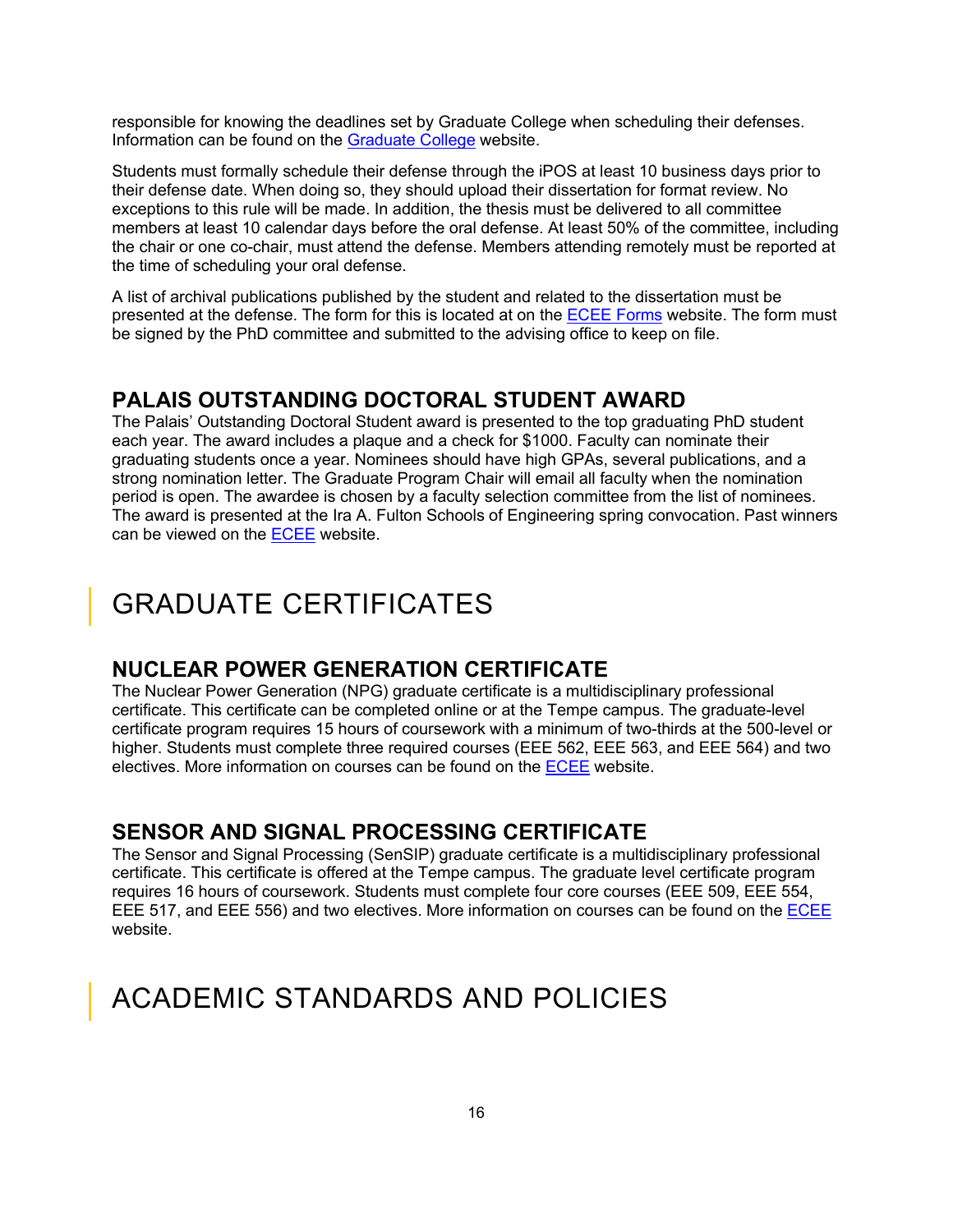responsible for knowing the deadlines set by Graduate College when scheduling their defenses. Information can be found on the Graduate College website.

Students must formally schedule their defense through the iPOS at least 10 business days prior to their defense date. When doing so, they should upload their dissertation for format review. No exceptions to this rule will be made. In addition, the thesis must be delivered to all committee members at least 10 calendar days before the oral defense. At least 50% of the committee, including the chair or one co-chair, must attend the defense. Members attending remotely must be reported at the time of scheduling your oral defense.

A list of archival publications published by the student and related to the dissertation must be presented at the defense. The form for this is located at on the ECEE Forms website. The form must be signed by the PhD committee and submitted to the advising office to keep on file.

### PALAIS OUTSTANDING DOCTORAL STUDENT AWARD

The Palais' Outstanding Doctoral Student award is presented to the top graduating PhD student each year. The award includes a plaque and a check for $1000. Faculty can nominate their graduating students once a year. Nominees should have high GPAs, several publications, and a strong nomination letter. The Graduate Program Chair will email all faculty when the nomination period is open. The awardee is chosen by a faculty selection committee from the list of nominees. The award is presented at the Ira A. Fulton Schools of Engineering spring convocation. Past winners can be viewed on the ECEE website.

## GRADUATE CERTIFICATES

### NUCLEAR POWER GENERATION CERTIFICATE

The Nuclear Power Generation (NPG) graduate certificate is a multidisciplinary professional certificate. This certificate can be completed online or at the Tempe campus. The graduate-level certificate program requires 15 hours of coursework with a minimum of two-thirds at the 500-level or higher. Students must complete three required courses (EEE 562, EEE 563, and EEE 564) and two electives. More information on courses can be found on the ECEE website.

### SENSOR AND SIGNAL PROCESSING CERTIFICATE

The Sensor and Signal Processing (SenSIP) graduate certificate is a multidisciplinary professional certificate. This certificate is offered at the Tempe campus. The graduate level certificate program requires 16 hours of coursework. Students must complete four core courses (EEE 509, EEE 554, EEE 517, and EEE 556) and two electives. More information on courses can be found on the ECEE website.

## ACADEMIC STANDARDS AND POLICIES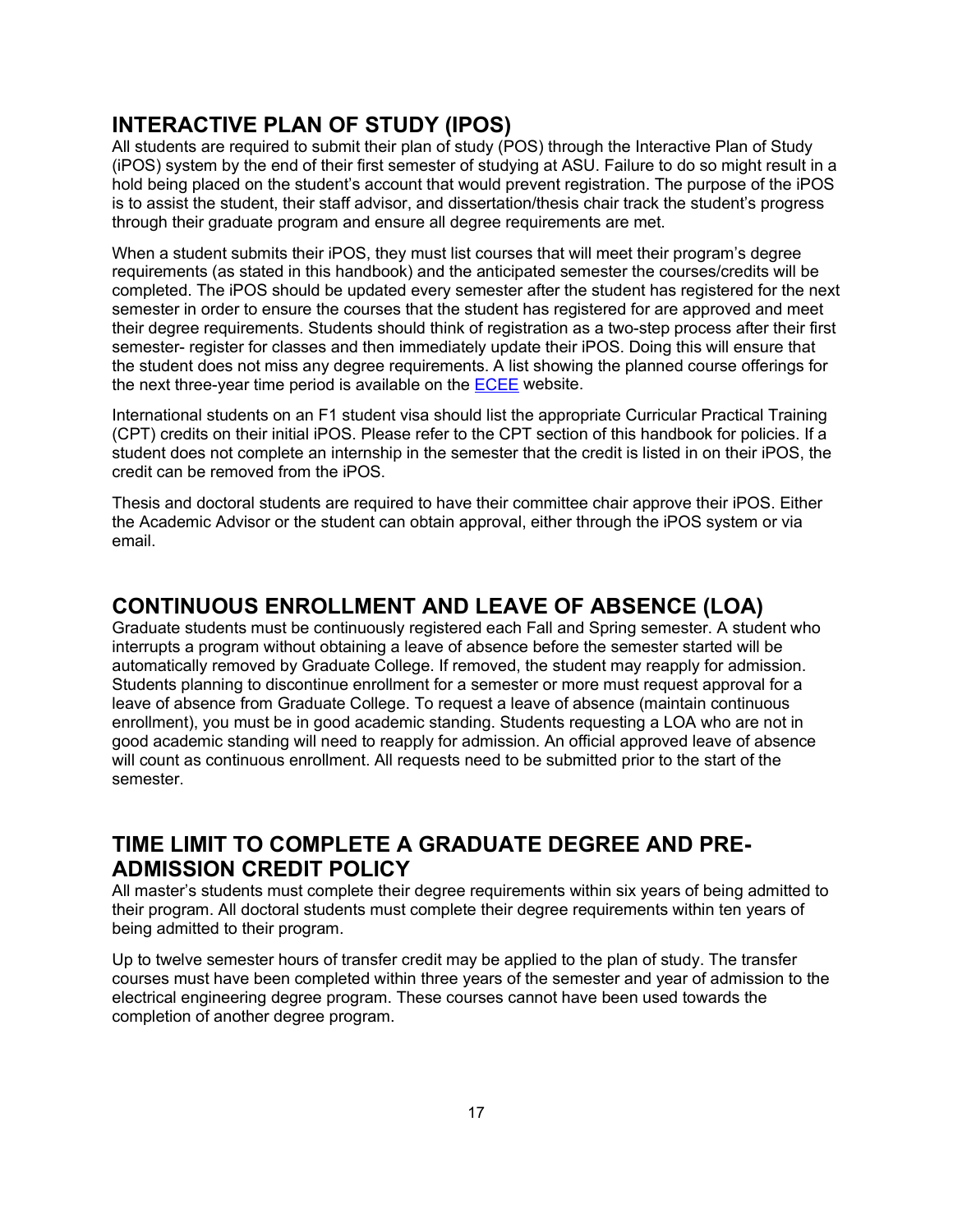## INTERACTIVE PLAN OF STUDY (IPOS)

All students are required to submit their plan of study (POS) through the Interactive Plan of Study (iPOS) system by the end of their first semester of studying at ASU. Failure to do so might result in a hold being placed on the student's account that would prevent registration. The purpose of the iPOS is to assist the student, their staff advisor, and dissertation/thesis chair track the student's progress through their graduate program and ensure all degree requirements are met.

When a student submits their iPOS, they must list courses that will meet their program's degree requirements (as stated in this handbook) and the anticipated semester the courses/credits will be completed. The iPOS should be updated every semester after the student has registered for the next semester in order to ensure the courses that the student has registered for are approved and meet their degree requirements. Students should think of registration as a two-step process after their first semester- register for classes and then immediately update their iPOS. Doing this will ensure that the student does not miss any degree requirements. A list showing the planned course offerings for the next three-year time period is available on the ECEE website.

International students on an F1 student visa should list the appropriate Curricular Practical Training (CPT) credits on their initial iPOS. Please refer to the CPT section of this handbook for policies. If a student does not complete an internship in the semester that the credit is listed in on their iPOS, the credit can be removed from the iPOS.

Thesis and doctoral students are required to have their committee chair approve their iPOS. Either the Academic Advisor or the student can obtain approval, either through the iPOS system or via email.

## CONTINUOUS ENROLLMENT AND LEAVE OF ABSENCE (LOA)

Graduate students must be continuously registered each Fall and Spring semester. A student who interrupts a program without obtaining a leave of absence before the semester started will be automatically removed by Graduate College. If removed, the student may reapply for admission. Students planning to discontinue enrollment for a semester or more must request approval for a leave of absence from Graduate College. To request a leave of absence (maintain continuous enrollment), you must be in good academic standing. Students requesting a LOA who are not in good academic standing will need to reapply for admission. An official approved leave of absence will count as continuous enrollment. All requests need to be submitted prior to the start of the semester.

## TIME LIMIT TO COMPLETE A GRADUATE DEGREE AND PRE-ADMISSION CREDIT POLICY

All master's students must complete their degree requirements within six years of being admitted to their program. All doctoral students must complete their degree requirements within ten years of being admitted to their program.

Up to twelve semester hours of transfer credit may be applied to the plan of study. The transfer courses must have been completed within three years of the semester and year of admission to the electrical engineering degree program. These courses cannot have been used towards the completion of another degree program.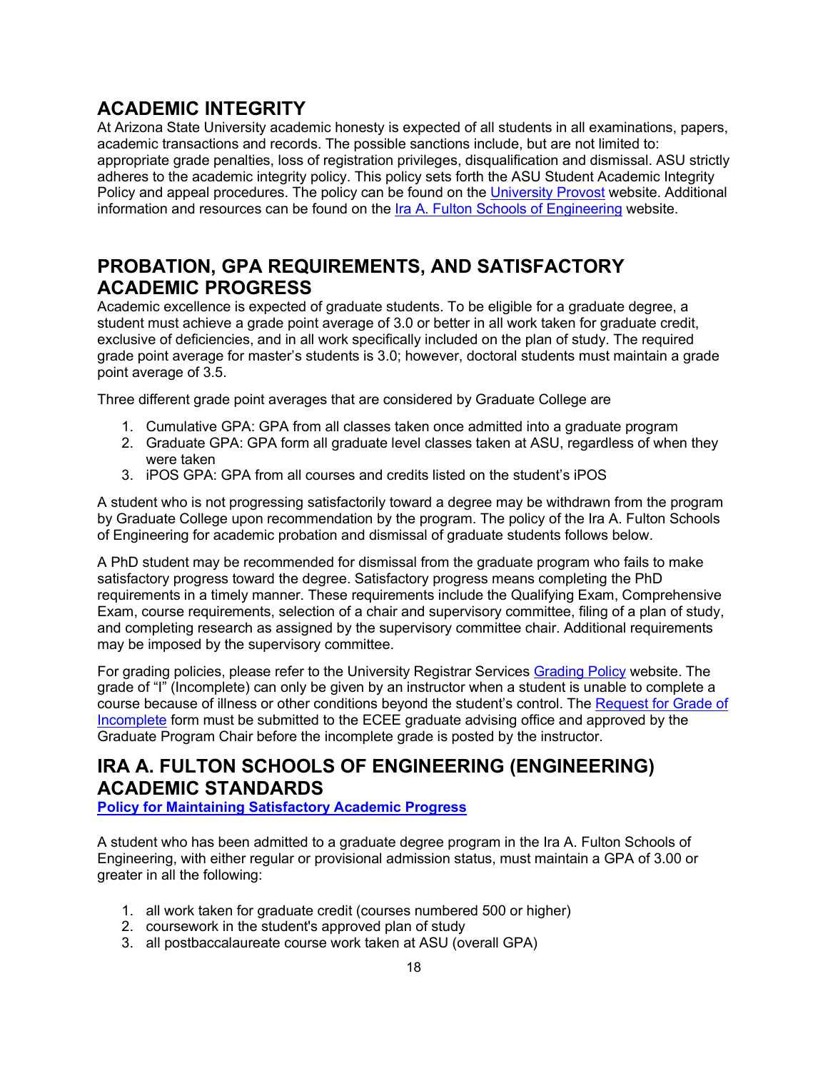## ACADEMIC INTEGRITY

At Arizona State University academic honesty is expected of all students in all examinations, papers, academic transactions and records. The possible sanctions include, but are not limited to: appropriate grade penalties, loss of registration privileges, disqualification and dismissal. ASU strictly adheres to the academic integrity policy. This policy sets forth the ASU Student Academic Integrity Policy and appeal procedures. The policy can be found on the University Provost website. Additional information and resources can be found on the Ira A. Fulton Schools of Engineering website.

## PROBATION, GPA REQUIREMENTS, AND SATISFACTORY ACADEMIC PROGRESS

Academic excellence is expected of graduate students. To be eligible for a graduate degree, a student must achieve a grade point average of 3.0 or better in all work taken for graduate credit, exclusive of deficiencies, and in all work specifically included on the plan of study. The required grade point average for master's students is 3.0; however, doctoral students must maintain a grade point average of 3.5.

Three different grade point averages that are considered by Graduate College are

1. Cumulative GPA: GPA from all classes taken once admitted into a graduate program
2. Graduate GPA: GPA form all graduate level classes taken at ASU, regardless of when they were taken
3. iPOS GPA: GPA from all courses and credits listed on the student's iPOS

A student who is not progressing satisfactorily toward a degree may be withdrawn from the program by Graduate College upon recommendation by the program. The policy of the Ira A. Fulton Schools of Engineering for academic probation and dismissal of graduate students follows below.

A PhD student may be recommended for dismissal from the graduate program who fails to make satisfactory progress toward the degree. Satisfactory progress means completing the PhD requirements in a timely manner. These requirements include the Qualifying Exam, Comprehensive Exam, course requirements, selection of a chair and supervisory committee, filing of a plan of study, and completing research as assigned by the supervisory committee chair. Additional requirements may be imposed by the supervisory committee.

For grading policies, please refer to the University Registrar Services Grading Policy website. The grade of "I" (Incomplete) can only be given by an instructor when a student is unable to complete a course because of illness or other conditions beyond the student's control. The Request for Grade of Incomplete form must be submitted to the ECEE graduate advising office and approved by the Graduate Program Chair before the incomplete grade is posted by the instructor.

## IRA A. FULTON SCHOOLS OF ENGINEERING (ENGINEERING) ACADEMIC STANDARDS

**Policy for Maintaining Satisfactory Academic Progress**

A student who has been admitted to a graduate degree program in the Ira A. Fulton Schools of Engineering, with either regular or provisional admission status, must maintain a GPA of 3.00 or greater in all the following:

1. all work taken for graduate credit (courses numbered 500 or higher)
2. coursework in the student's approved plan of study
3. all postbaccalaureate course work taken at ASU (overall GPA)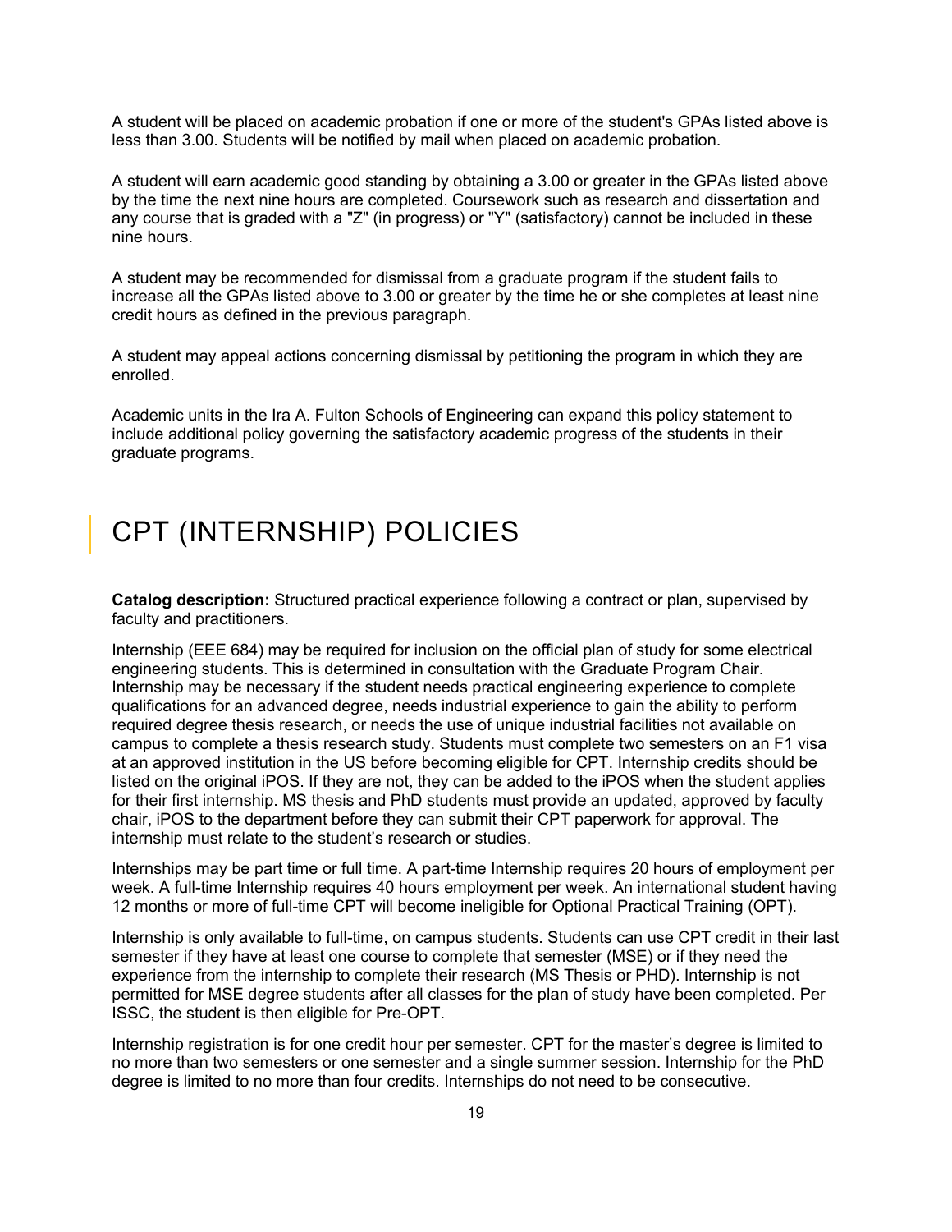A student will be placed on academic probation if one or more of the student's GPAs listed above is less than 3.00. Students will be notified by mail when placed on academic probation.

A student will earn academic good standing by obtaining a 3.00 or greater in the GPAs listed above by the time the next nine hours are completed. Coursework such as research and dissertation and any course that is graded with a "Z" (in progress) or "Y" (satisfactory) cannot be included in these nine hours.

A student may be recommended for dismissal from a graduate program if the student fails to increase all the GPAs listed above to 3.00 or greater by the time he or she completes at least nine credit hours as defined in the previous paragraph.

A student may appeal actions concerning dismissal by petitioning the program in which they are enrolled.

Academic units in the Ira A. Fulton Schools of Engineering can expand this policy statement to include additional policy governing the satisfactory academic progress of the students in their graduate programs.

# CPT (INTERNSHIP) POLICIES

**Catalog description:** Structured practical experience following a contract or plan, supervised by faculty and practitioners.

Internship (EEE 684) may be required for inclusion on the official plan of study for some electrical engineering students. This is determined in consultation with the Graduate Program Chair. Internship may be necessary if the student needs practical engineering experience to complete qualifications for an advanced degree, needs industrial experience to gain the ability to perform required degree thesis research, or needs the use of unique industrial facilities not available on campus to complete a thesis research study. Students must complete two semesters on an F1 visa at an approved institution in the US before becoming eligible for CPT. Internship credits should be listed on the original iPOS. If they are not, they can be added to the iPOS when the student applies for their first internship. MS thesis and PhD students must provide an updated, approved by faculty chair, iPOS to the department before they can submit their CPT paperwork for approval. The internship must relate to the student's research or studies.

Internships may be part time or full time. A part-time Internship requires 20 hours of employment per week. A full-time Internship requires 40 hours employment per week. An international student having 12 months or more of full-time CPT will become ineligible for Optional Practical Training (OPT).

Internship is only available to full-time, on campus students. Students can use CPT credit in their last semester if they have at least one course to complete that semester (MSE) or if they need the experience from the internship to complete their research (MS Thesis or PHD). Internship is not permitted for MSE degree students after all classes for the plan of study have been completed. Per ISSC, the student is then eligible for Pre-OPT.

Internship registration is for one credit hour per semester. CPT for the master's degree is limited to no more than two semesters or one semester and a single summer session. Internship for the PhD degree is limited to no more than four credits. Internships do not need to be consecutive.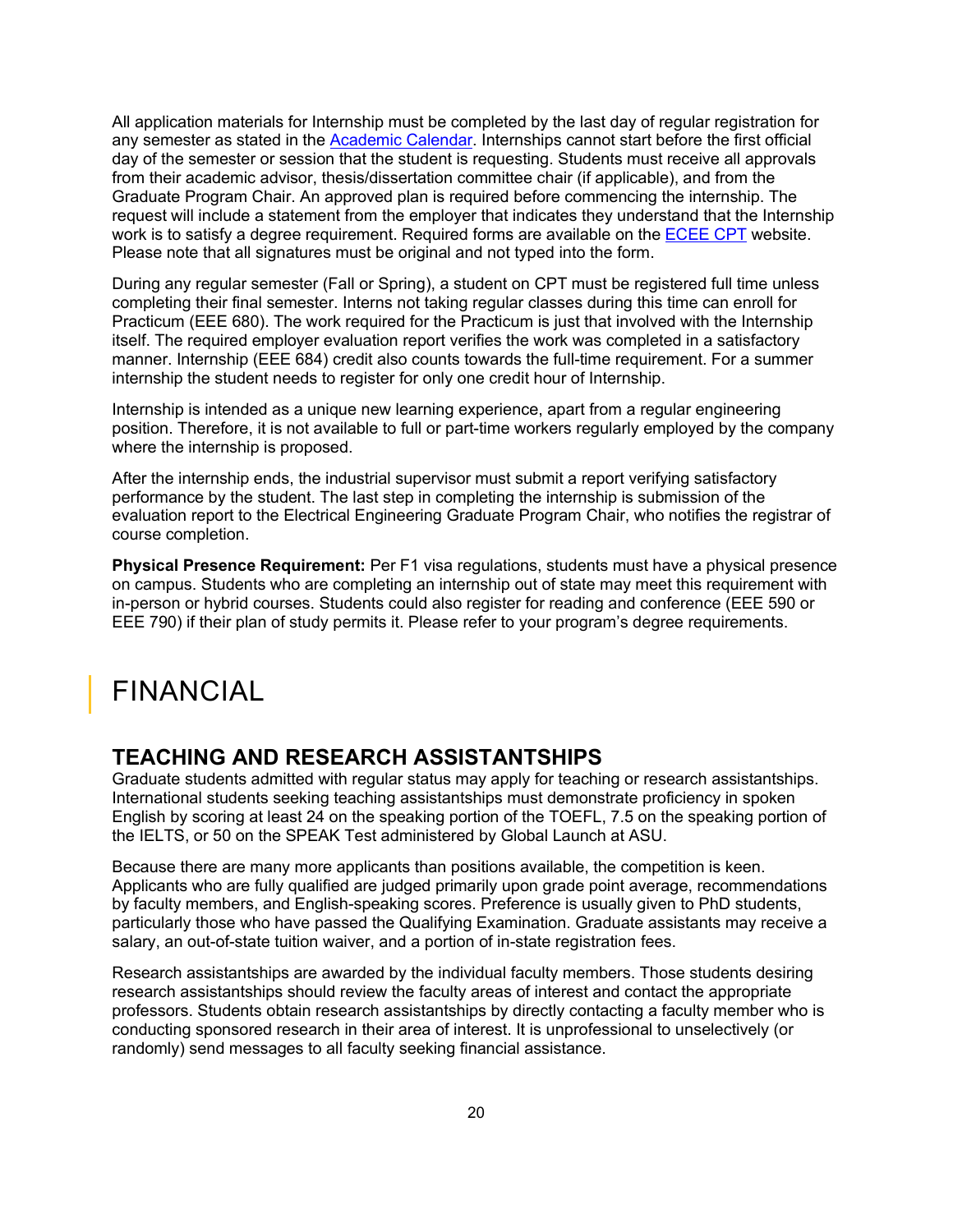All application materials for Internship must be completed by the last day of regular registration for any semester as stated in the [Academic Calendar](). Internships cannot start before the first official day of the semester or session that the student is requesting. Students must receive all approvals from their academic advisor, thesis/dissertation committee chair (if applicable), and from the Graduate Program Chair. An approved plan is required before commencing the internship. The request will include a statement from the employer that indicates they understand that the Internship work is to satisfy a degree requirement. Required forms are available on the [ECEE CPT]() website. Please note that all signatures must be original and not typed into the form.

During any regular semester (Fall or Spring), a student on CPT must be registered full time unless completing their final semester. Interns not taking regular classes during this time can enroll for Practicum (EEE 680). The work required for the Practicum is just that involved with the Internship itself. The required employer evaluation report verifies the work was completed in a satisfactory manner. Internship (EEE 684) credit also counts towards the full-time requirement. For a summer internship the student needs to register for only one credit hour of Internship.

Internship is intended as a unique new learning experience, apart from a regular engineering position. Therefore, it is not available to full or part-time workers regularly employed by the company where the internship is proposed.

After the internship ends, the industrial supervisor must submit a report verifying satisfactory performance by the student. The last step in completing the internship is submission of the evaluation report to the Electrical Engineering Graduate Program Chair, who notifies the registrar of course completion.

**Physical Presence Requirement:** Per F1 visa regulations, students must have a physical presence on campus. Students who are completing an internship out of state may meet this requirement with in-person or hybrid courses. Students could also register for reading and conference (EEE 590 or EEE 790) if their plan of study permits it. Please refer to your program's degree requirements.

# FINANCIAL

## TEACHING AND RESEARCH ASSISTANTSHIPS

Graduate students admitted with regular status may apply for teaching or research assistantships. International students seeking teaching assistantships must demonstrate proficiency in spoken English by scoring at least 24 on the speaking portion of the TOEFL, 7.5 on the speaking portion of the IELTS, or 50 on the SPEAK Test administered by Global Launch at ASU.

Because there are many more applicants than positions available, the competition is keen. Applicants who are fully qualified are judged primarily upon grade point average, recommendations by faculty members, and English-speaking scores. Preference is usually given to PhD students, particularly those who have passed the Qualifying Examination. Graduate assistants may receive a salary, an out-of-state tuition waiver, and a portion of in-state registration fees.

Research assistantships are awarded by the individual faculty members. Those students desiring research assistantships should review the faculty areas of interest and contact the appropriate professors. Students obtain research assistantships by directly contacting a faculty member who is conducting sponsored research in their area of interest. It is unprofessional to unselectively (or randomly) send messages to all faculty seeking financial assistance.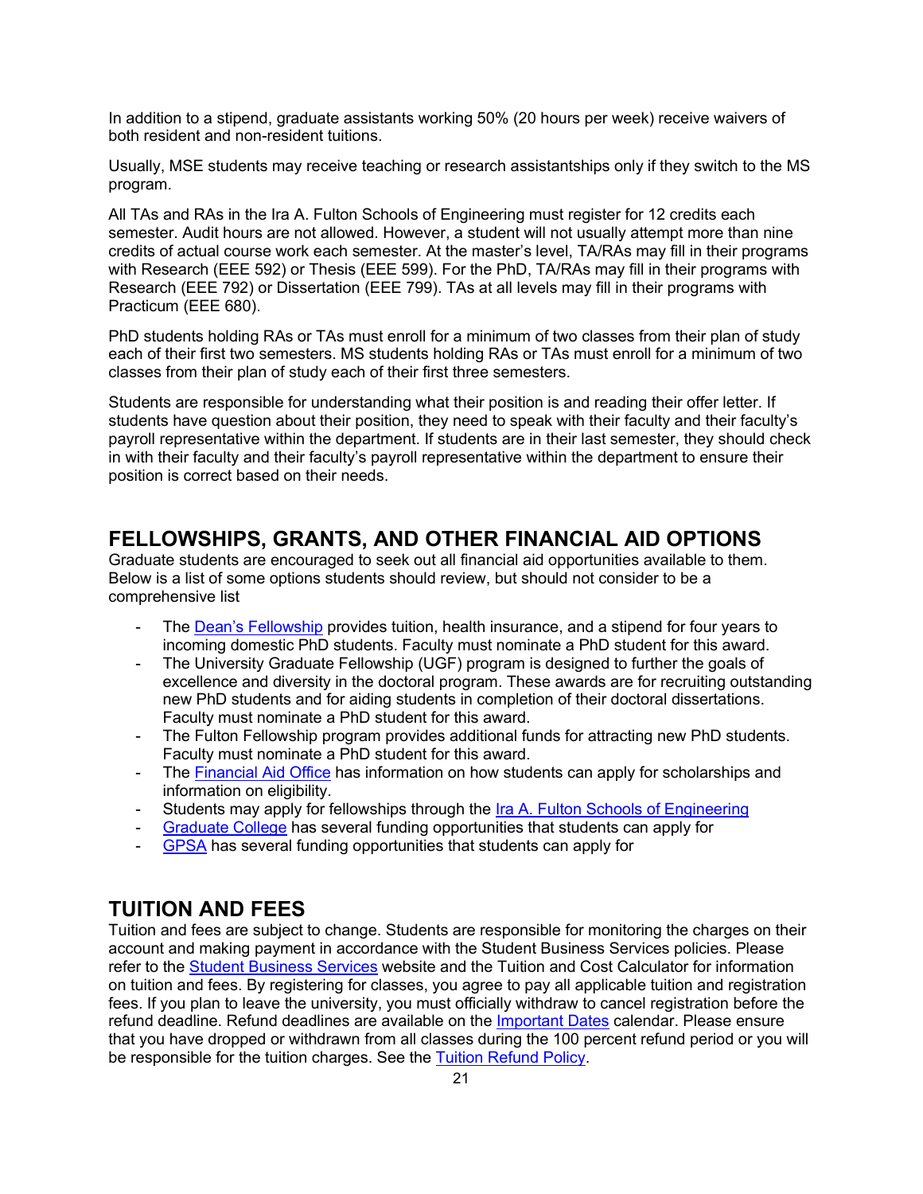In addition to a stipend, graduate assistants working 50% (20 hours per week) receive waivers of both resident and non-resident tuitions.

Usually, MSE students may receive teaching or research assistantships only if they switch to the MS program.

All TAs and RAs in the Ira A. Fulton Schools of Engineering must register for 12 credits each semester. Audit hours are not allowed. However, a student will not usually attempt more than nine credits of actual course work each semester. At the master's level, TA/RAs may fill in their programs with Research (EEE 592) or Thesis (EEE 599). For the PhD, TA/RAs may fill in their programs with Research (EEE 792) or Dissertation (EEE 799). TAs at all levels may fill in their programs with Practicum (EEE 680).

PhD students holding RAs or TAs must enroll for a minimum of two classes from their plan of study each of their first two semesters. MS students holding RAs or TAs must enroll for a minimum of two classes from their plan of study each of their first three semesters.

Students are responsible for understanding what their position is and reading their offer letter. If students have question about their position, they need to speak with their faculty and their faculty's payroll representative within the department. If students are in their last semester, they should check in with their faculty and their faculty's payroll representative within the department to ensure their position is correct based on their needs.

## FELLOWSHIPS, GRANTS, AND OTHER FINANCIAL AID OPTIONS

Graduate students are encouraged to seek out all financial aid opportunities available to them. Below is a list of some options students should review, but should not consider to be a comprehensive list

- The Dean's Fellowship provides tuition, health insurance, and a stipend for four years to incoming domestic PhD students. Faculty must nominate a PhD student for this award.
- The University Graduate Fellowship (UGF) program is designed to further the goals of excellence and diversity in the doctoral program. These awards are for recruiting outstanding new PhD students and for aiding students in completion of their doctoral dissertations. Faculty must nominate a PhD student for this award.
- The Fulton Fellowship program provides additional funds for attracting new PhD students. Faculty must nominate a PhD student for this award.
- The Financial Aid Office has information on how students can apply for scholarships and information on eligibility.
- Students may apply for fellowships through the Ira A. Fulton Schools of Engineering
- Graduate College has several funding opportunities that students can apply for
- GPSA has several funding opportunities that students can apply for

## TUITION AND FEES

Tuition and fees are subject to change. Students are responsible for monitoring the charges on their account and making payment in accordance with the Student Business Services policies. Please refer to the Student Business Services website and the Tuition and Cost Calculator for information on tuition and fees. By registering for classes, you agree to pay all applicable tuition and registration fees. If you plan to leave the university, you must officially withdraw to cancel registration before the refund deadline. Refund deadlines are available on the Important Dates calendar. Please ensure that you have dropped or withdrawn from all classes during the 100 percent refund period or you will be responsible for the tuition charges. See the Tuition Refund Policy.